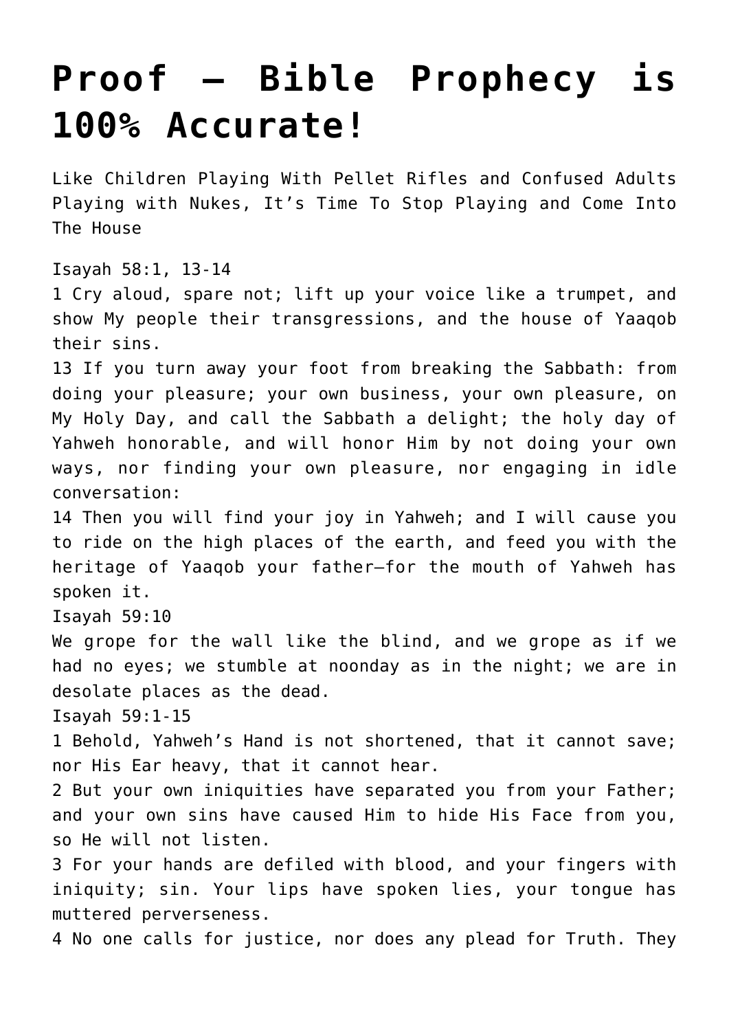# Proof – Bible Prophecy is 100% Accurate!

Like Children Playing With Pellet Rifles and Confused Adults Playing with Nukes, It's Time To Stop Playing and Come Into The House

Isayah 58:1, 13-14
1 Cry aloud, spare not; lift up your voice like a trumpet, and show My people their transgressions, and the house of Yaaqob their sins.
13 If you turn away your foot from breaking the Sabbath: from doing your pleasure; your own business, your own pleasure, on My Holy Day, and call the Sabbath a delight; the holy day of Yahweh honorable, and will honor Him by not doing your own ways, nor finding your own pleasure, nor engaging in idle conversation:
14 Then you will find your joy in Yahweh; and I will cause you to ride on the high places of the earth, and feed you with the heritage of Yaaqob your father—for the mouth of Yahweh has spoken it.
Isayah 59:10
We grope for the wall like the blind, and we grope as if we had no eyes; we stumble at noonday as in the night; we are in desolate places as the dead.
Isayah 59:1-15
1 Behold, Yahweh's Hand is not shortened, that it cannot save; nor His Ear heavy, that it cannot hear.
2 But your own iniquities have separated you from your Father; and your own sins have caused Him to hide His Face from you, so He will not listen.
3 For your hands are defiled with blood, and your fingers with iniquity; sin. Your lips have spoken lies, your tongue has muttered perverseness.
4 No one calls for justice, nor does any plead for Truth. They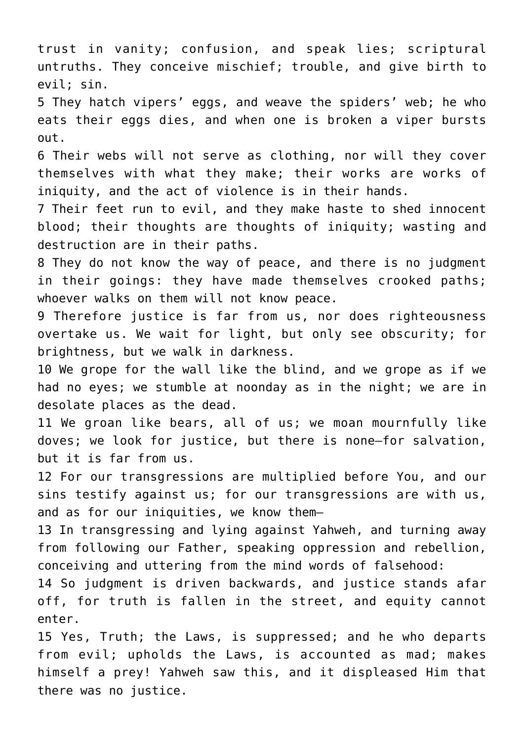trust in vanity; confusion, and speak lies; scriptural untruths. They conceive mischief; trouble, and give birth to evil; sin.

5 They hatch vipers' eggs, and weave the spiders' web; he who eats their eggs dies, and when one is broken a viper bursts out.

6 Their webs will not serve as clothing, nor will they cover themselves with what they make; their works are works of iniquity, and the act of violence is in their hands.

7 Their feet run to evil, and they make haste to shed innocent blood; their thoughts are thoughts of iniquity; wasting and destruction are in their paths.

8 They do not know the way of peace, and there is no judgment in their goings: they have made themselves crooked paths; whoever walks on them will not know peace.

9 Therefore justice is far from us, nor does righteousness overtake us. We wait for light, but only see obscurity; for brightness, but we walk in darkness.

10 We grope for the wall like the blind, and we grope as if we had no eyes; we stumble at noonday as in the night; we are in desolate places as the dead.

11 We groan like bears, all of us; we moan mournfully like doves; we look for justice, but there is none—for salvation, but it is far from us.

12 For our transgressions are multiplied before You, and our sins testify against us; for our transgressions are with us, and as for our iniquities, we know them—

13 In transgressing and lying against Yahweh, and turning away from following our Father, speaking oppression and rebellion, conceiving and uttering from the mind words of falsehood:

14 So judgment is driven backwards, and justice stands afar off, for truth is fallen in the street, and equity cannot enter.

15 Yes, Truth; the Laws, is suppressed; and he who departs from evil; upholds the Laws, is accounted as mad; makes himself a prey! Yahweh saw this, and it displeased Him that there was no justice.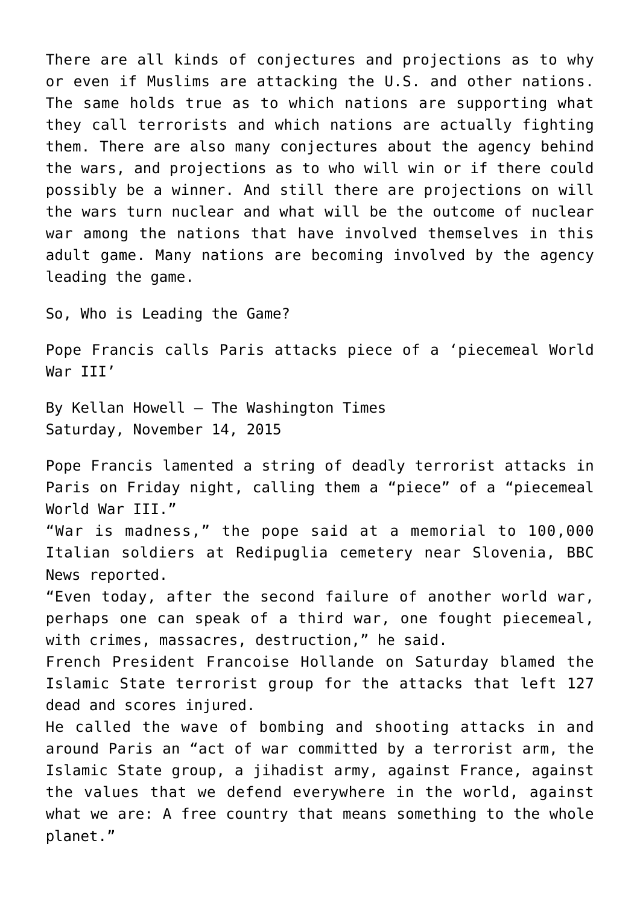There are all kinds of conjectures and projections as to why or even if Muslims are attacking the U.S. and other nations. The same holds true as to which nations are supporting what they call terrorists and which nations are actually fighting them. There are also many conjectures about the agency behind the wars, and projections as to who will win or if there could possibly be a winner. And still there are projections on will the wars turn nuclear and what will be the outcome of nuclear war among the nations that have involved themselves in this adult game. Many nations are becoming involved by the agency leading the game.

So, Who is Leading the Game?

Pope Francis calls Paris attacks piece of a 'piecemeal World War III'

By Kellan Howell – The Washington Times
Saturday, November 14, 2015

Pope Francis lamented a string of deadly terrorist attacks in Paris on Friday night, calling them a "piece" of a "piecemeal World War III."
"War is madness," the pope said at a memorial to 100,000 Italian soldiers at Redipuglia cemetery near Slovenia, BBC News reported.
"Even today, after the second failure of another world war, perhaps one can speak of a third war, one fought piecemeal, with crimes, massacres, destruction," he said.
French President Francoise Hollande on Saturday blamed the Islamic State terrorist group for the attacks that left 127 dead and scores injured.
He called the wave of bombing and shooting attacks in and around Paris an "act of war committed by a terrorist arm, the Islamic State group, a jihadist army, against France, against the values that we defend everywhere in the world, against what we are: A free country that means something to the whole planet."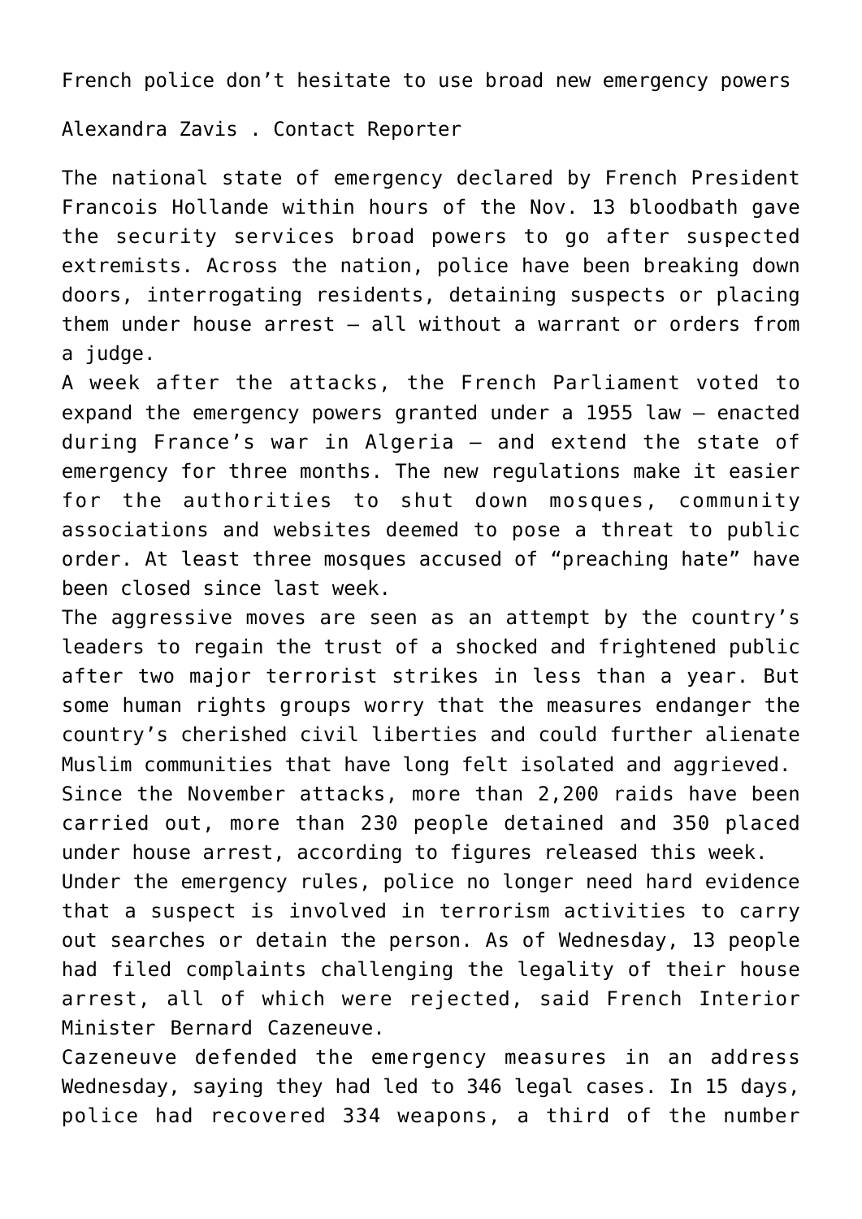French police don't hesitate to use broad new emergency powers

Alexandra Zavis . Contact Reporter

The national state of emergency declared by French President Francois Hollande within hours of the Nov. 13 bloodbath gave the security services broad powers to go after suspected extremists. Across the nation, police have been breaking down doors, interrogating residents, detaining suspects or placing them under house arrest — all without a warrant or orders from a judge.

A week after the attacks, the French Parliament voted to expand the emergency powers granted under a 1955 law — enacted during France's war in Algeria — and extend the state of emergency for three months. The new regulations make it easier for the authorities to shut down mosques, community associations and websites deemed to pose a threat to public order. At least three mosques accused of "preaching hate" have been closed since last week.

The aggressive moves are seen as an attempt by the country's leaders to regain the trust of a shocked and frightened public after two major terrorist strikes in less than a year. But some human rights groups worry that the measures endanger the country's cherished civil liberties and could further alienate Muslim communities that have long felt isolated and aggrieved.

Since the November attacks, more than 2,200 raids have been carried out, more than 230 people detained and 350 placed under house arrest, according to figures released this week.

Under the emergency rules, police no longer need hard evidence that a suspect is involved in terrorism activities to carry out searches or detain the person. As of Wednesday, 13 people had filed complaints challenging the legality of their house arrest, all of which were rejected, said French Interior Minister Bernard Cazeneuve.

Cazeneuve defended the emergency measures in an address Wednesday, saying they had led to 346 legal cases. In 15 days, police had recovered 334 weapons, a third of the number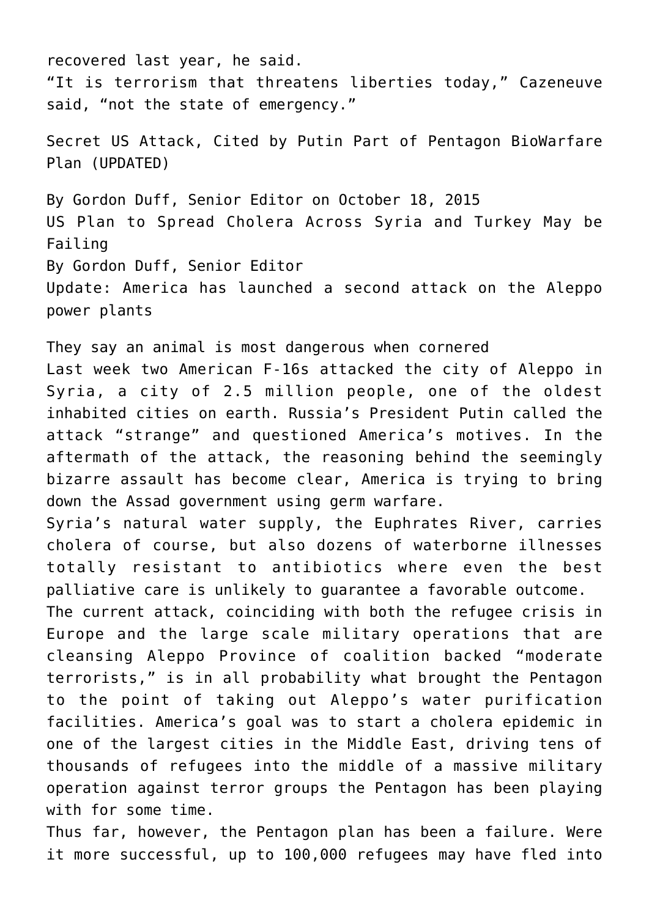recovered last year, he said.
"It is terrorism that threatens liberties today," Cazeneuve said, "not the state of emergency."

## Secret US Attack, Cited by Putin Part of Pentagon BioWarfare Plan (UPDATED)

By Gordon Duff, Senior Editor on October 18, 2015
US Plan to Spread Cholera Across Syria and Turkey May be Failing
By Gordon Duff, Senior Editor
Update: America has launched a second attack on the Aleppo power plants

They say an animal is most dangerous when cornered
Last week two American F-16s attacked the city of Aleppo in Syria, a city of 2.5 million people, one of the oldest inhabited cities on earth. Russia's President Putin called the attack "strange" and questioned America's motives. In the aftermath of the attack, the reasoning behind the seemingly bizarre assault has become clear, America is trying to bring down the Assad government using germ warfare.
Syria's natural water supply, the Euphrates River, carries cholera of course, but also dozens of waterborne illnesses totally resistant to antibiotics where even the best palliative care is unlikely to guarantee a favorable outcome.
The current attack, coinciding with both the refugee crisis in Europe and the large scale military operations that are cleansing Aleppo Province of coalition backed "moderate terrorists," is in all probability what brought the Pentagon to the point of taking out Aleppo's water purification facilities. America's goal was to start a cholera epidemic in one of the largest cities in the Middle East, driving tens of thousands of refugees into the middle of a massive military operation against terror groups the Pentagon has been playing with for some time.
Thus far, however, the Pentagon plan has been a failure. Were it more successful, up to 100,000 refugees may have fled into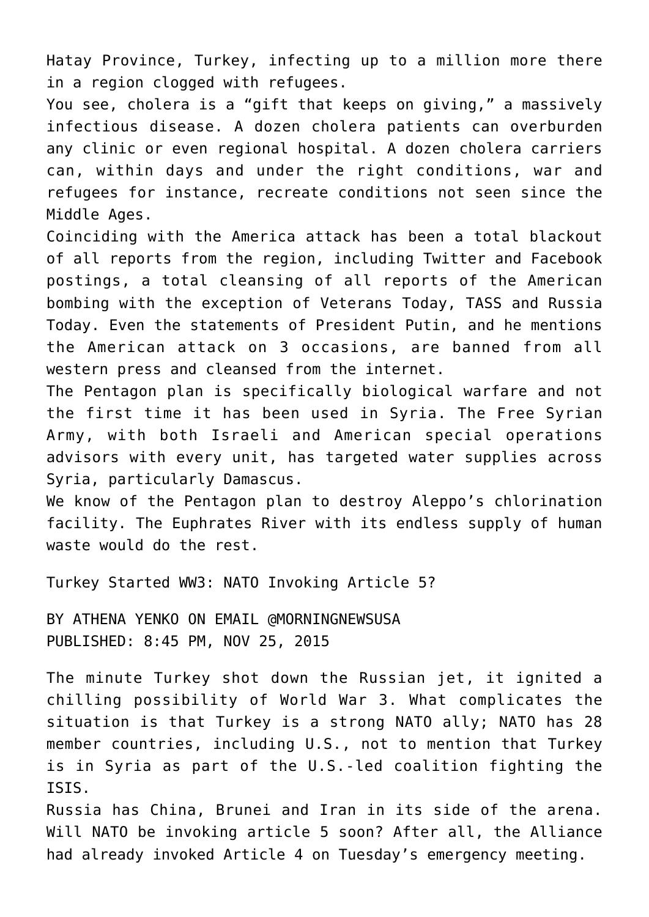Hatay Province, Turkey, infecting up to a million more there in a region clogged with refugees.

You see, cholera is a “gift that keeps on giving,” a massively infectious disease. A dozen cholera patients can overburden any clinic or even regional hospital. A dozen cholera carriers can, within days and under the right conditions, war and refugees for instance, recreate conditions not seen since the Middle Ages.

Coinciding with the America attack has been a total blackout of all reports from the region, including Twitter and Facebook postings, a total cleansing of all reports of the American bombing with the exception of Veterans Today, TASS and Russia Today. Even the statements of President Putin, and he mentions the American attack on 3 occasions, are banned from all western press and cleansed from the internet.

The Pentagon plan is specifically biological warfare and not the first time it has been used in Syria. The Free Syrian Army, with both Israeli and American special operations advisors with every unit, has targeted water supplies across Syria, particularly Damascus.

We know of the Pentagon plan to destroy Aleppo’s chlorination facility. The Euphrates River with its endless supply of human waste would do the rest.

## Turkey Started WW3: NATO Invoking Article 5?

BY ATHENA YENKO ON EMAIL @MORNINGNEWSUSA
PUBLISHED: 8:45 PM, NOV 25, 2015

The minute Turkey shot down the Russian jet, it ignited a chilling possibility of World War 3. What complicates the situation is that Turkey is a strong NATO ally; NATO has 28 member countries, including U.S., not to mention that Turkey is in Syria as part of the U.S.-led coalition fighting the ISIS.

Russia has China, Brunei and Iran in its side of the arena. Will NATO be invoking article 5 soon? After all, the Alliance had already invoked Article 4 on Tuesday’s emergency meeting.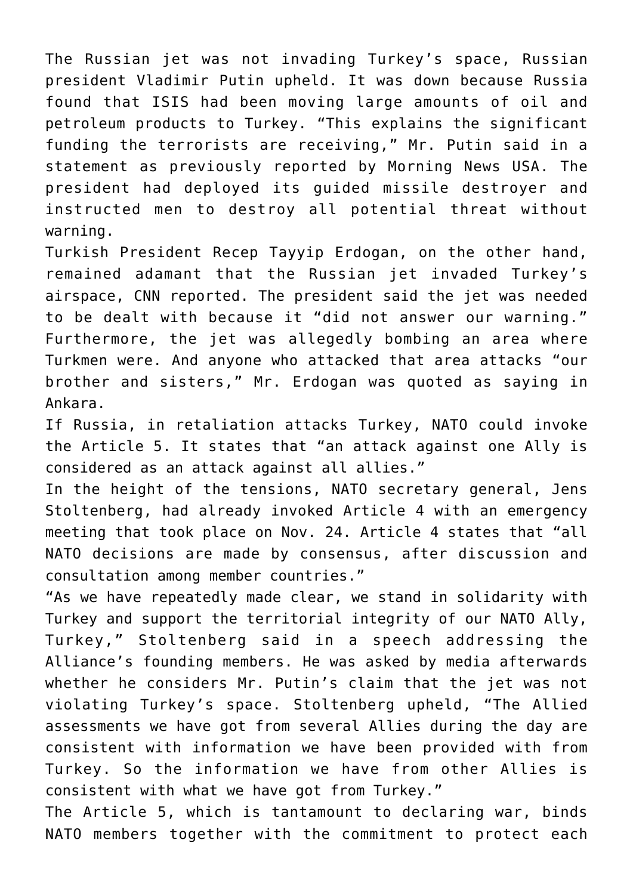The Russian jet was not invading Turkey's space, Russian president Vladimir Putin upheld. It was down because Russia found that ISIS had been moving large amounts of oil and petroleum products to Turkey. "This explains the significant funding the terrorists are receiving," Mr. Putin said in a statement as previously reported by Morning News USA. The president had deployed its guided missile destroyer and instructed men to destroy all potential threat without warning.

Turkish President Recep Tayyip Erdogan, on the other hand, remained adamant that the Russian jet invaded Turkey's airspace, CNN reported. The president said the jet was needed to be dealt with because it "did not answer our warning." Furthermore, the jet was allegedly bombing an area where Turkmen were. And anyone who attacked that area attacks "our brother and sisters," Mr. Erdogan was quoted as saying in Ankara.

If Russia, in retaliation attacks Turkey, NATO could invoke the Article 5. It states that "an attack against one Ally is considered as an attack against all allies."

In the height of the tensions, NATO secretary general, Jens Stoltenberg, had already invoked Article 4 with an emergency meeting that took place on Nov. 24. Article 4 states that "all NATO decisions are made by consensus, after discussion and consultation among member countries."

"As we have repeatedly made clear, we stand in solidarity with Turkey and support the territorial integrity of our NATO Ally, Turkey," Stoltenberg said in a speech addressing the Alliance's founding members. He was asked by media afterwards whether he considers Mr. Putin's claim that the jet was not violating Turkey's space. Stoltenberg upheld, "The Allied assessments we have got from several Allies during the day are consistent with information we have been provided with from Turkey. So the information we have from other Allies is consistent with what we have got from Turkey."

The Article 5, which is tantamount to declaring war, binds NATO members together with the commitment to protect each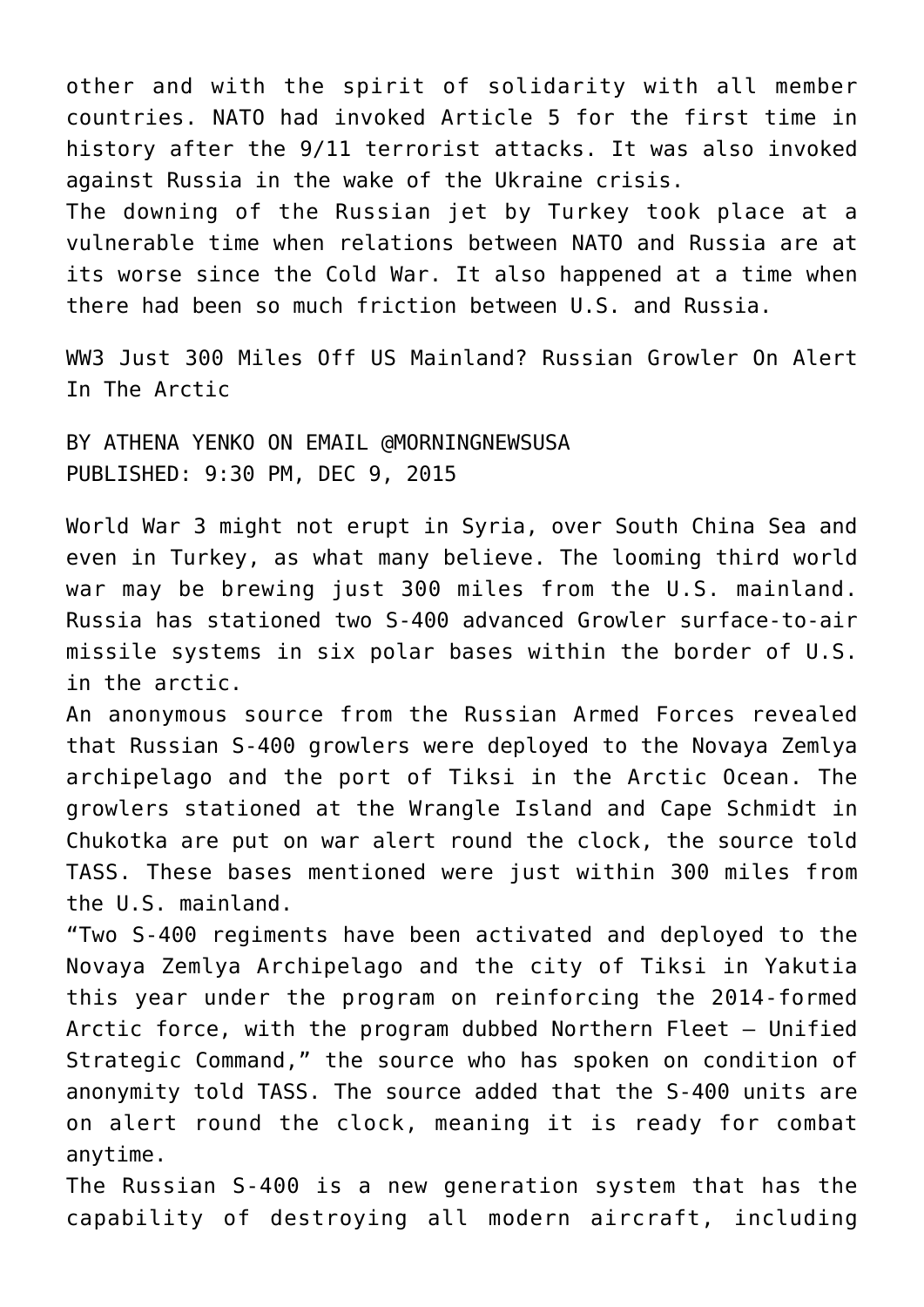other and with the spirit of solidarity with all member countries. NATO had invoked Article 5 for the first time in history after the 9/11 terrorist attacks. It was also invoked against Russia in the wake of the Ukraine crisis.

The downing of the Russian jet by Turkey took place at a vulnerable time when relations between NATO and Russia are at its worse since the Cold War. It also happened at a time when there had been so much friction between U.S. and Russia.

## WW3 Just 300 Miles Off US Mainland? Russian Growler On Alert In The Arctic

BY ATHENA YENKO ON EMAIL @MORNINGNEWSUSA
PUBLISHED: 9:30 PM, DEC 9, 2015

World War 3 might not erupt in Syria, over South China Sea and even in Turkey, as what many believe. The looming third world war may be brewing just 300 miles from the U.S. mainland. Russia has stationed two S-400 advanced Growler surface-to-air missile systems in six polar bases within the border of U.S. in the arctic.

An anonymous source from the Russian Armed Forces revealed that Russian S-400 growlers were deployed to the Novaya Zemlya archipelago and the port of Tiksi in the Arctic Ocean. The growlers stationed at the Wrangle Island and Cape Schmidt in Chukotka are put on war alert round the clock, the source told TASS. These bases mentioned were just within 300 miles from the U.S. mainland.

"Two S-400 regiments have been activated and deployed to the Novaya Zemlya Archipelago and the city of Tiksi in Yakutia this year under the program on reinforcing the 2014-formed Arctic force, with the program dubbed Northern Fleet – Unified Strategic Command," the source who has spoken on condition of anonymity told TASS. The source added that the S-400 units are on alert round the clock, meaning it is ready for combat anytime.

The Russian S-400 is a new generation system that has the capability of destroying all modern aircraft, including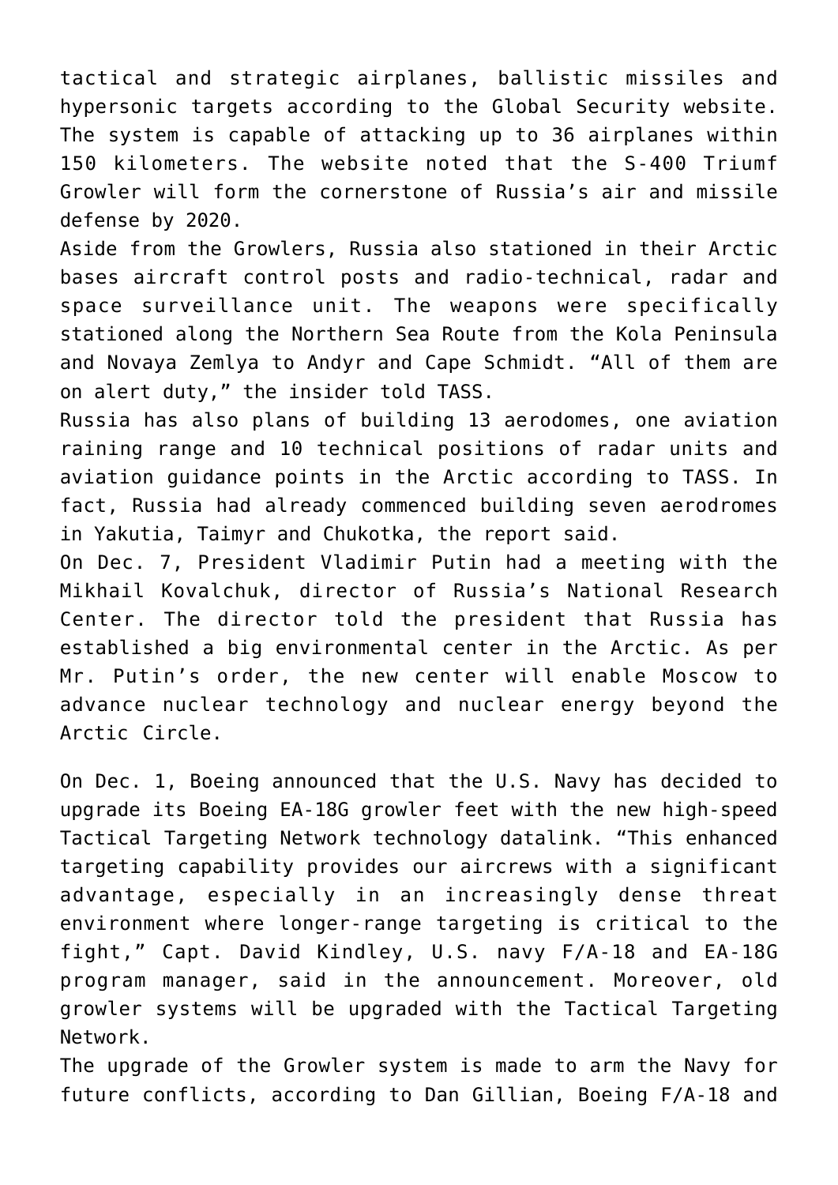tactical and strategic airplanes, ballistic missiles and hypersonic targets according to the Global Security website. The system is capable of attacking up to 36 airplanes within 150 kilometers. The website noted that the S-400 Triumf Growler will form the cornerstone of Russia's air and missile defense by 2020.

Aside from the Growlers, Russia also stationed in their Arctic bases aircraft control posts and radio-technical, radar and space surveillance unit. The weapons were specifically stationed along the Northern Sea Route from the Kola Peninsula and Novaya Zemlya to Andyr and Cape Schmidt. "All of them are on alert duty," the insider told TASS.

Russia has also plans of building 13 aerodomes, one aviation raining range and 10 technical positions of radar units and aviation guidance points in the Arctic according to TASS. In fact, Russia had already commenced building seven aerodromes in Yakutia, Taimyr and Chukotka, the report said.

On Dec. 7, President Vladimir Putin had a meeting with the Mikhail Kovalchuk, director of Russia's National Research Center. The director told the president that Russia has established a big environmental center in the Arctic. As per Mr. Putin's order, the new center will enable Moscow to advance nuclear technology and nuclear energy beyond the Arctic Circle.

On Dec. 1, Boeing announced that the U.S. Navy has decided to upgrade its Boeing EA-18G growler feet with the new high-speed Tactical Targeting Network technology datalink. "This enhanced targeting capability provides our aircrews with a significant advantage, especially in an increasingly dense threat environment where longer-range targeting is critical to the fight," Capt. David Kindley, U.S. navy F/A-18 and EA-18G program manager, said in the announcement. Moreover, old growler systems will be upgraded with the Tactical Targeting Network.

The upgrade of the Growler system is made to arm the Navy for future conflicts, according to Dan Gillian, Boeing F/A-18 and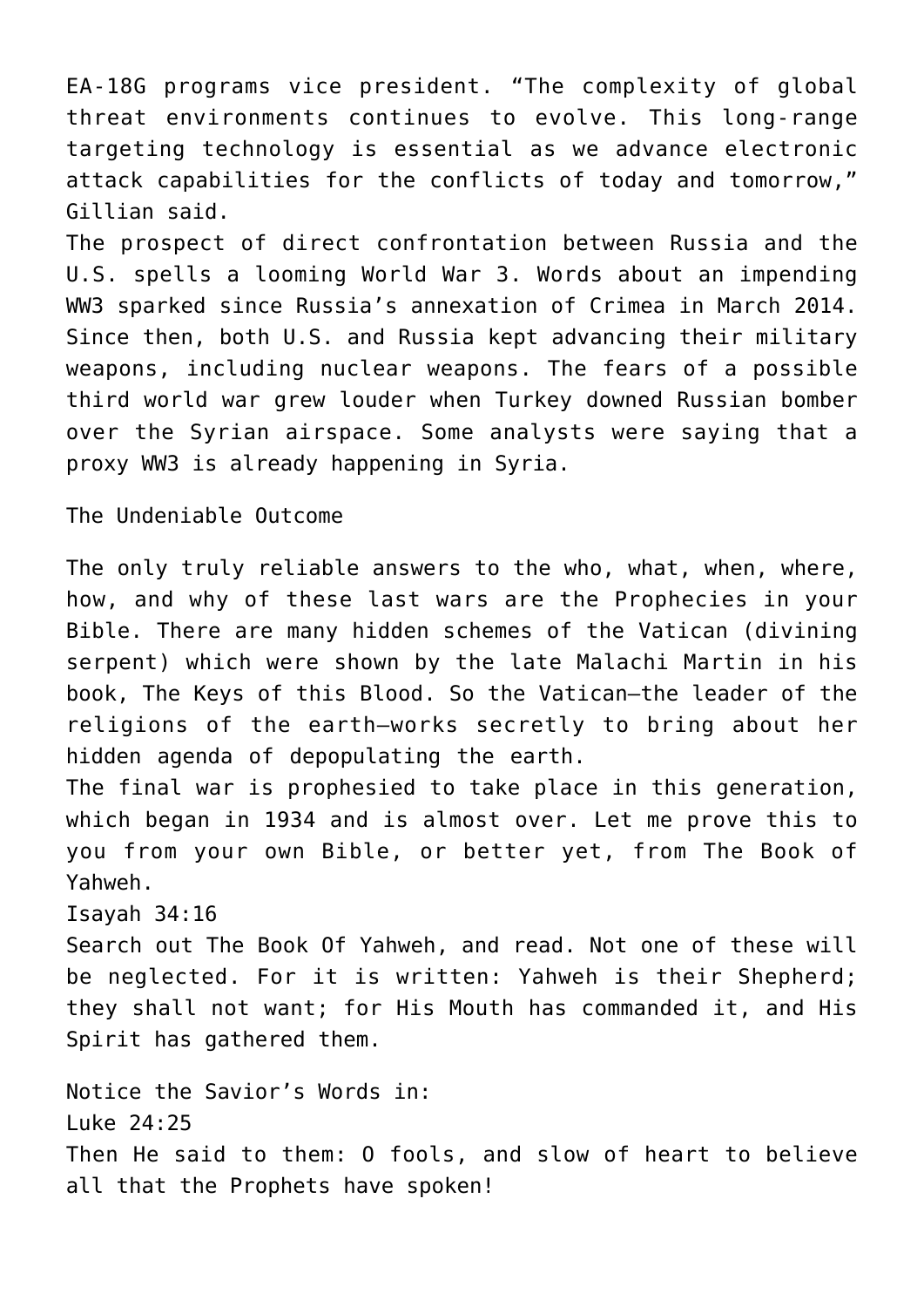EA-18G programs vice president. "The complexity of global threat environments continues to evolve. This long-range targeting technology is essential as we advance electronic attack capabilities for the conflicts of today and tomorrow," Gillian said.

The prospect of direct confrontation between Russia and the U.S. spells a looming World War 3. Words about an impending WW3 sparked since Russia's annexation of Crimea in March 2014. Since then, both U.S. and Russia kept advancing their military weapons, including nuclear weapons. The fears of a possible third world war grew louder when Turkey downed Russian bomber over the Syrian airspace. Some analysts were saying that a proxy WW3 is already happening in Syria.

## The Undeniable Outcome

The only truly reliable answers to the who, what, when, where, how, and why of these last wars are the Prophecies in your Bible. There are many hidden schemes of the Vatican (divining serpent) which were shown by the late Malachi Martin in his book, The Keys of this Blood. So the Vatican—the leader of the religions of the earth—works secretly to bring about her hidden agenda of depopulating the earth.

The final war is prophesied to take place in this generation, which began in 1934 and is almost over. Let me prove this to you from your own Bible, or better yet, from The Book of Yahweh.

Isayah 34:16

Search out The Book Of Yahweh, and read. Not one of these will be neglected. For it is written: Yahweh is their Shepherd; they shall not want; for His Mouth has commanded it, and His Spirit has gathered them.

Notice the Savior's Words in:

Luke 24:25

Then He said to them: O fools, and slow of heart to believe all that the Prophets have spoken!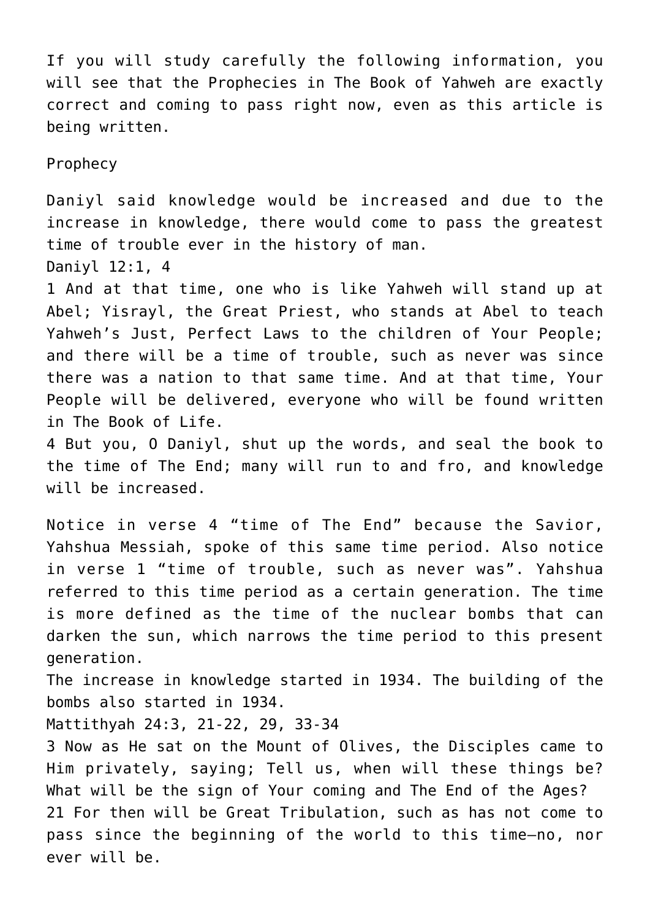If you will study carefully the following information, you will see that the Prophecies in The Book of Yahweh are exactly correct and coming to pass right now, even as this article is being written.

Prophecy

Daniyl said knowledge would be increased and due to the increase in knowledge, there would come to pass the greatest time of trouble ever in the history of man.

Daniyl 12:1, 4

1 And at that time, one who is like Yahweh will stand up at Abel; Yisrayl, the Great Priest, who stands at Abel to teach Yahweh's Just, Perfect Laws to the children of Your People; and there will be a time of trouble, such as never was since there was a nation to that same time. And at that time, Your People will be delivered, everyone who will be found written in The Book of Life.

4 But you, O Daniyl, shut up the words, and seal the book to the time of The End; many will run to and fro, and knowledge will be increased.

Notice in verse 4 "time of The End" because the Savior, Yahshua Messiah, spoke of this same time period. Also notice in verse 1 "time of trouble, such as never was". Yahshua referred to this time period as a certain generation. The time is more defined as the time of the nuclear bombs that can darken the sun, which narrows the time period to this present generation.

The increase in knowledge started in 1934. The building of the bombs also started in 1934.

Mattithyah 24:3, 21-22, 29, 33-34

3 Now as He sat on the Mount of Olives, the Disciples came to Him privately, saying; Tell us, when will these things be? What will be the sign of Your coming and The End of the Ages?

21 For then will be Great Tribulation, such as has not come to pass since the beginning of the world to this time—no, nor ever will be.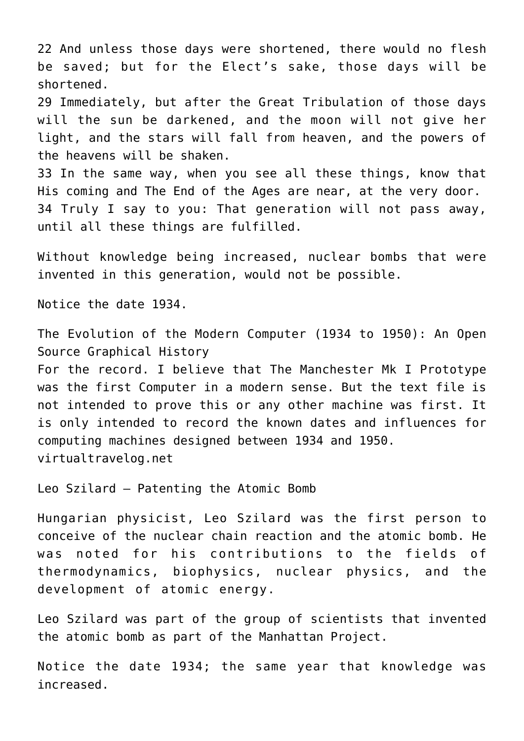22 And unless those days were shortened, there would no flesh be saved; but for the Elect’s sake, those days will be shortened.
29 Immediately, but after the Great Tribulation of those days will the sun be darkened, and the moon will not give her light, and the stars will fall from heaven, and the powers of the heavens will be shaken.
33 In the same way, when you see all these things, know that His coming and The End of the Ages are near, at the very door.
34 Truly I say to you: That generation will not pass away, until all these things are fulfilled.

Without knowledge being increased, nuclear bombs that were invented in this generation, would not be possible.

Notice the date 1934.

The Evolution of the Modern Computer (1934 to 1950): An Open Source Graphical History
For the record. I believe that The Manchester Mk I Prototype was the first Computer in a modern sense. But the text file is not intended to prove this or any other machine was first. It is only intended to record the known dates and influences for computing machines designed between 1934 and 1950.
virtualtravelog.net

Leo Szilard – Patenting the Atomic Bomb

Hungarian physicist, Leo Szilard was the first person to conceive of the nuclear chain reaction and the atomic bomb. He was noted for his contributions to the fields of thermodynamics, biophysics, nuclear physics, and the development of atomic energy.

Leo Szilard was part of the group of scientists that invented the atomic bomb as part of the Manhattan Project.

Notice the date 1934; the same year that knowledge was increased.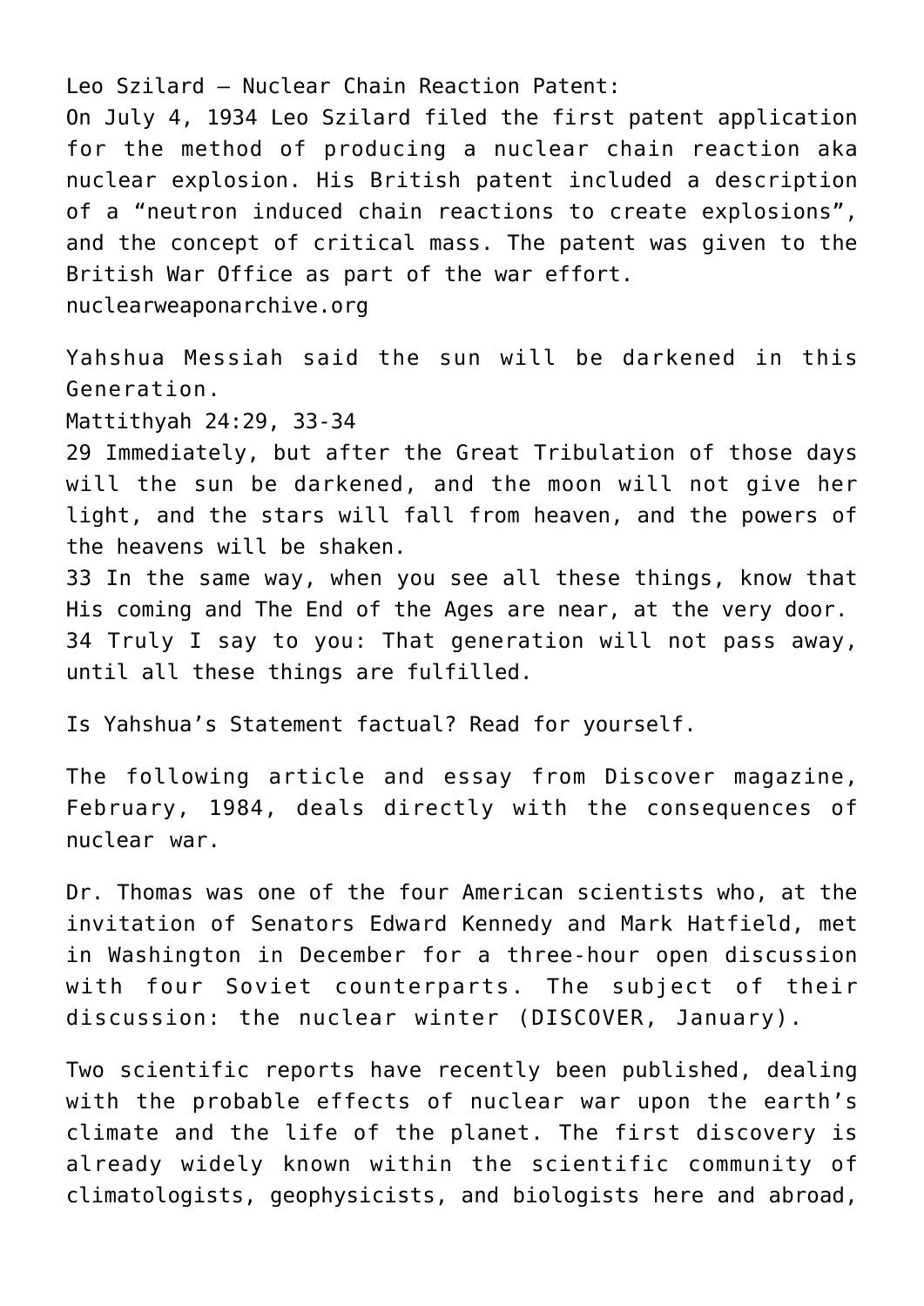Leo Szilard – Nuclear Chain Reaction Patent:
On July 4, 1934 Leo Szilard filed the first patent application for the method of producing a nuclear chain reaction aka nuclear explosion. His British patent included a description of a "neutron induced chain reactions to create explosions", and the concept of critical mass. The patent was given to the British War Office as part of the war effort.
nuclearweaponarchive.org

Yahshua Messiah said the sun will be darkened in this Generation.
Mattithyah 24:29, 33-34
29 Immediately, but after the Great Tribulation of those days will the sun be darkened, and the moon will not give her light, and the stars will fall from heaven, and the powers of the heavens will be shaken.
33 In the same way, when you see all these things, know that His coming and The End of the Ages are near, at the very door.
34 Truly I say to you: That generation will not pass away, until all these things are fulfilled.

Is Yahshua's Statement factual? Read for yourself.

The following article and essay from Discover magazine, February, 1984, deals directly with the consequences of nuclear war.

Dr. Thomas was one of the four American scientists who, at the invitation of Senators Edward Kennedy and Mark Hatfield, met in Washington in December for a three-hour open discussion with four Soviet counterparts. The subject of their discussion: the nuclear winter (DISCOVER, January).

Two scientific reports have recently been published, dealing with the probable effects of nuclear war upon the earth's climate and the life of the planet. The first discovery is already widely known within the scientific community of climatologists, geophysicists, and biologists here and abroad,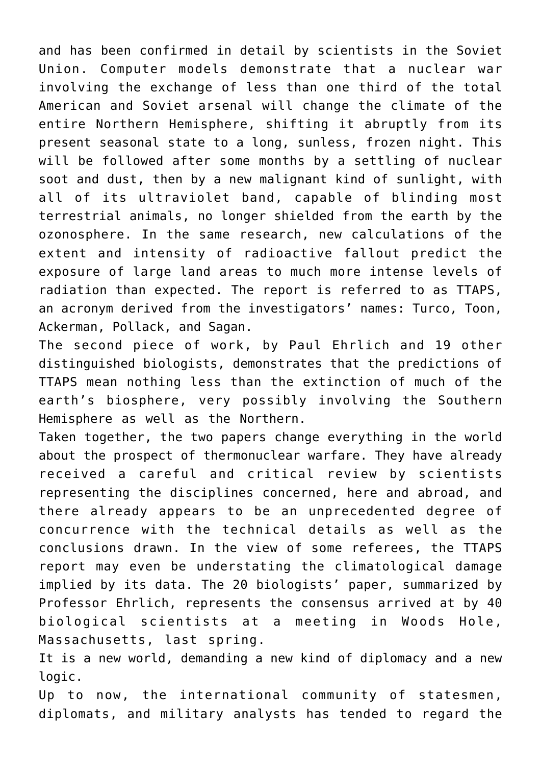and has been confirmed in detail by scientists in the Soviet Union. Computer models demonstrate that a nuclear war involving the exchange of less than one third of the total American and Soviet arsenal will change the climate of the entire Northern Hemisphere, shifting it abruptly from its present seasonal state to a long, sunless, frozen night. This will be followed after some months by a settling of nuclear soot and dust, then by a new malignant kind of sunlight, with all of its ultraviolet band, capable of blinding most terrestrial animals, no longer shielded from the earth by the ozonosphere. In the same research, new calculations of the extent and intensity of radioactive fallout predict the exposure of large land areas to much more intense levels of radiation than expected. The report is referred to as TTAPS, an acronym derived from the investigators' names: Turco, Toon, Ackerman, Pollack, and Sagan.

The second piece of work, by Paul Ehrlich and 19 other distinguished biologists, demonstrates that the predictions of TTAPS mean nothing less than the extinction of much of the earth's biosphere, very possibly involving the Southern Hemisphere as well as the Northern.

Taken together, the two papers change everything in the world about the prospect of thermonuclear warfare. They have already received a careful and critical review by scientists representing the disciplines concerned, here and abroad, and there already appears to be an unprecedented degree of concurrence with the technical details as well as the conclusions drawn. In the view of some referees, the TTAPS report may even be understating the climatological damage implied by its data. The 20 biologists' paper, summarized by Professor Ehrlich, represents the consensus arrived at by 40 biological scientists at a meeting in Woods Hole, Massachusetts, last spring.

It is a new world, demanding a new kind of diplomacy and a new logic.

Up to now, the international community of statesmen, diplomats, and military analysts has tended to regard the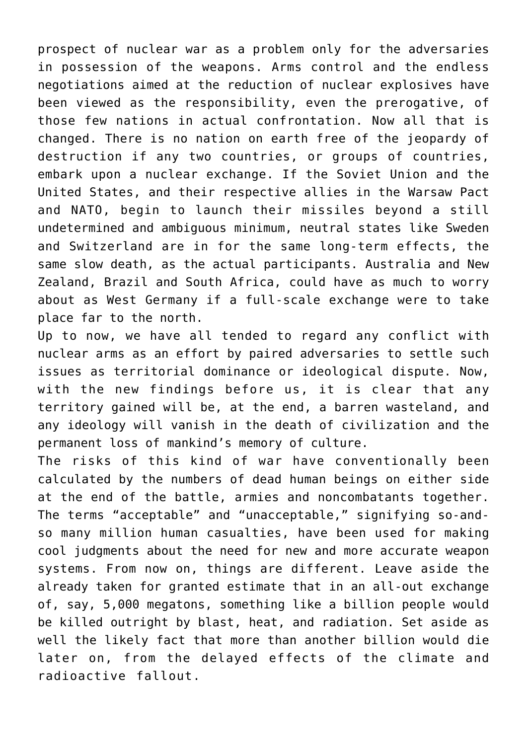prospect of nuclear war as a problem only for the adversaries in possession of the weapons. Arms control and the endless negotiations aimed at the reduction of nuclear explosives have been viewed as the responsibility, even the prerogative, of those few nations in actual confrontation. Now all that is changed. There is no nation on earth free of the jeopardy of destruction if any two countries, or groups of countries, embark upon a nuclear exchange. If the Soviet Union and the United States, and their respective allies in the Warsaw Pact and NATO, begin to launch their missiles beyond a still undetermined and ambiguous minimum, neutral states like Sweden and Switzerland are in for the same long-term effects, the same slow death, as the actual participants. Australia and New Zealand, Brazil and South Africa, could have as much to worry about as West Germany if a full-scale exchange were to take place far to the north.

Up to now, we have all tended to regard any conflict with nuclear arms as an effort by paired adversaries to settle such issues as territorial dominance or ideological dispute. Now, with the new findings before us, it is clear that any territory gained will be, at the end, a barren wasteland, and any ideology will vanish in the death of civilization and the permanent loss of mankind's memory of culture.

The risks of this kind of war have conventionally been calculated by the numbers of dead human beings on either side at the end of the battle, armies and noncombatants together. The terms "acceptable" and "unacceptable," signifying so-and-so many million human casualties, have been used for making cool judgments about the need for new and more accurate weapon systems. From now on, things are different. Leave aside the already taken for granted estimate that in an all-out exchange of, say, 5,000 megatons, something like a billion people would be killed outright by blast, heat, and radiation. Set aside as well the likely fact that more than another billion would die later on, from the delayed effects of the climate and radioactive fallout.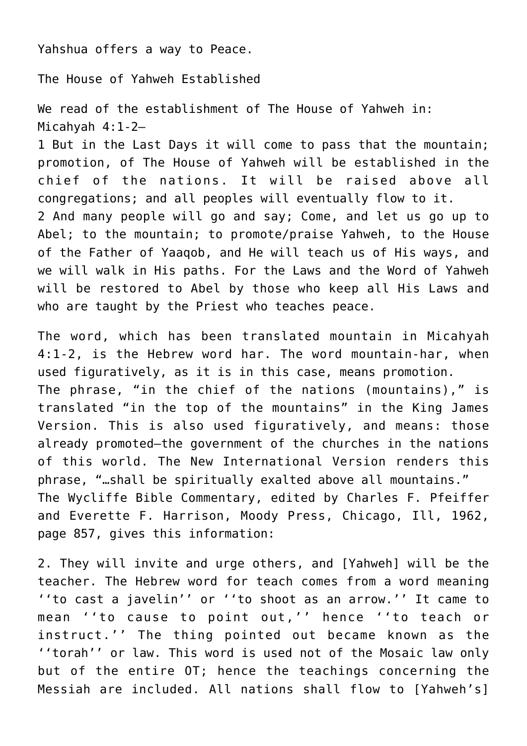Yahshua offers a way to Peace.

## The House of Yahweh Established

We read of the establishment of The House of Yahweh in:
Micahyah 4:1-2—

1 But in the Last Days it will come to pass that the mountain; promotion, of The House of Yahweh will be established in the chief of the nations. It will be raised above all congregations; and all peoples will eventually flow to it.

2 And many people will go and say; Come, and let us go up to Abel; to the mountain; to promote/praise Yahweh, to the House of the Father of Yaaqob, and He will teach us of His ways, and we will walk in His paths. For the Laws and the Word of Yahweh will be restored to Abel by those who keep all His Laws and who are taught by the Priest who teaches peace.

The word, which has been translated mountain in Micahyah 4:1-2, is the Hebrew word har. The word mountain-har, when used figuratively, as it is in this case, means promotion. The phrase, "in the chief of the nations (mountains)," is translated "in the top of the mountains" in the King James Version. This is also used figuratively, and means: those already promoted—the government of the churches in the nations of this world. The New International Version renders this phrase, "…shall be spiritually exalted above all mountains." The Wycliffe Bible Commentary, edited by Charles F. Pfeiffer and Everette F. Harrison, Moody Press, Chicago, Ill, 1962, page 857, gives this information:

2. They will invite and urge others, and [Yahweh] will be the teacher. The Hebrew word for teach comes from a word meaning ''to cast a javelin'' or ''to shoot as an arrow.'' It came to mean ''to cause to point out,'' hence ''to teach or instruct.'' The thing pointed out became known as the ''torah'' or law. This word is used not of the Mosaic law only but of the entire OT; hence the teachings concerning the Messiah are included. All nations shall flow to [Yahweh's]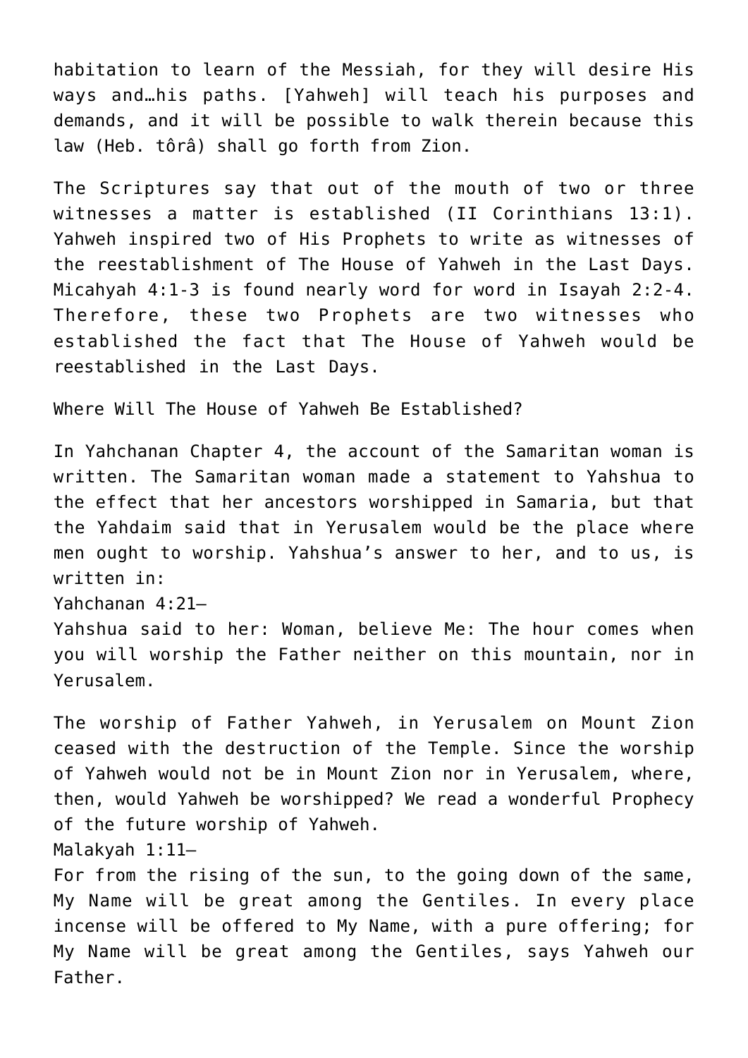habitation to learn of the Messiah, for they will desire His ways and…his paths. [Yahweh] will teach his purposes and demands, and it will be possible to walk therein because this law (Heb. tôrâ) shall go forth from Zion.

The Scriptures say that out of the mouth of two or three witnesses a matter is established (II Corinthians 13:1). Yahweh inspired two of His Prophets to write as witnesses of the reestablishment of The House of Yahweh in the Last Days. Micahyah 4:1-3 is found nearly word for word in Isayah 2:2-4. Therefore, these two Prophets are two witnesses who established the fact that The House of Yahweh would be reestablished in the Last Days.

## Where Will The House of Yahweh Be Established?

In Yahchanan Chapter 4, the account of the Samaritan woman is written. The Samaritan woman made a statement to Yahshua to the effect that her ancestors worshipped in Samaria, but that the Yahdaim said that in Yerusalem would be the place where men ought to worship. Yahshua's answer to her, and to us, is written in:

Yahchanan 4:21—

Yahshua said to her: Woman, believe Me: The hour comes when you will worship the Father neither on this mountain, nor in Yerusalem.

The worship of Father Yahweh, in Yerusalem on Mount Zion ceased with the destruction of the Temple. Since the worship of Yahweh would not be in Mount Zion nor in Yerusalem, where, then, would Yahweh be worshipped? We read a wonderful Prophecy of the future worship of Yahweh.

Malakyah 1:11—

For from the rising of the sun, to the going down of the same, My Name will be great among the Gentiles. In every place incense will be offered to My Name, with a pure offering; for My Name will be great among the Gentiles, says Yahweh our Father.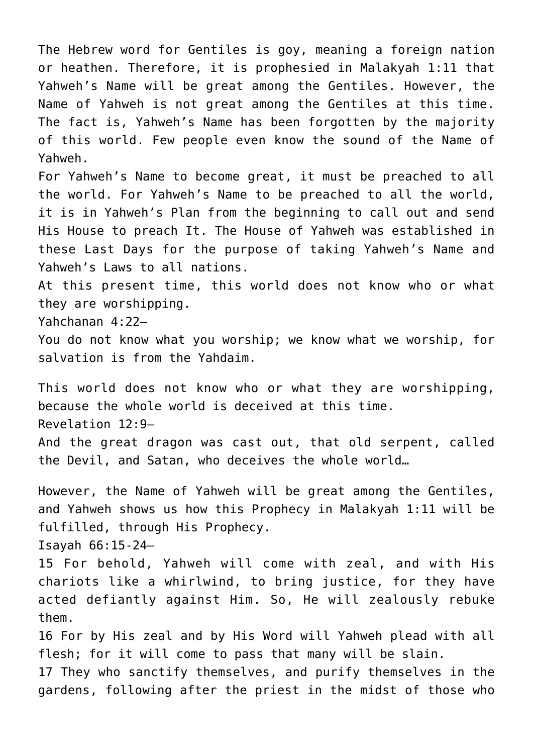The Hebrew word for Gentiles is goy, meaning a foreign nation or heathen. Therefore, it is prophesied in Malakyah 1:11 that Yahweh's Name will be great among the Gentiles. However, the Name of Yahweh is not great among the Gentiles at this time. The fact is, Yahweh's Name has been forgotten by the majority of this world. Few people even know the sound of the Name of Yahweh.

For Yahweh's Name to become great, it must be preached to all the world. For Yahweh's Name to be preached to all the world, it is in Yahweh's Plan from the beginning to call out and send His House to preach It. The House of Yahweh was established in these Last Days for the purpose of taking Yahweh's Name and Yahweh's Laws to all nations.

At this present time, this world does not know who or what they are worshipping.

Yahchanan 4:22—

You do not know what you worship; we know what we worship, for salvation is from the Yahdaim.

This world does not know who or what they are worshipping, because the whole world is deceived at this time.

Revelation 12:9—

And the great dragon was cast out, that old serpent, called the Devil, and Satan, who deceives the whole world…

However, the Name of Yahweh will be great among the Gentiles, and Yahweh shows us how this Prophecy in Malakyah 1:11 will be fulfilled, through His Prophecy.

Isayah 66:15-24—

15 For behold, Yahweh will come with zeal, and with His chariots like a whirlwind, to bring justice, for they have acted defiantly against Him. So, He will zealously rebuke them.

16 For by His zeal and by His Word will Yahweh plead with all flesh; for it will come to pass that many will be slain.

17 They who sanctify themselves, and purify themselves in the gardens, following after the priest in the midst of those who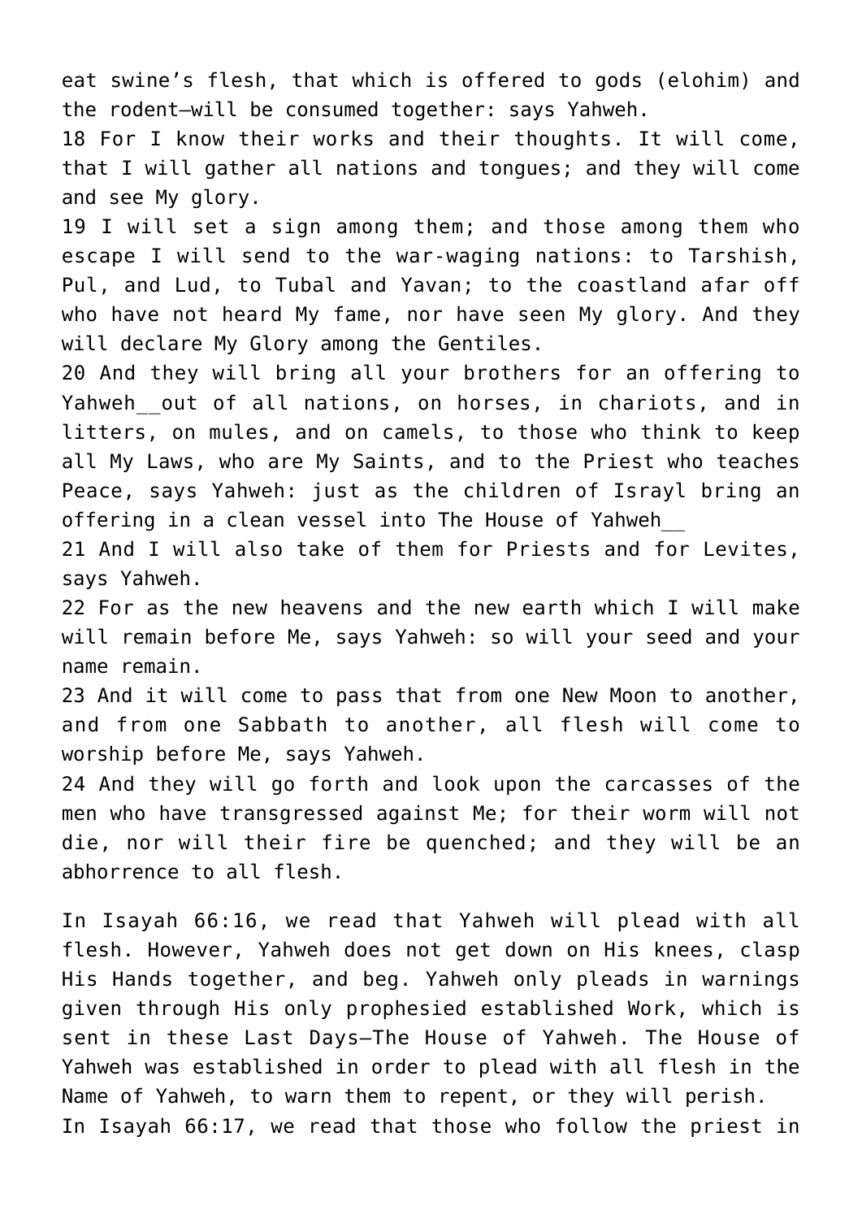eat swine's flesh, that which is offered to gods (elohim) and the rodent—will be consumed together: says Yahweh.

18 For I know their works and their thoughts. It will come, that I will gather all nations and tongues; and they will come and see My glory.

19 I will set a sign among them; and those among them who escape I will send to the war-waging nations: to Tarshish, Pul, and Lud, to Tubal and Yavan; to the coastland afar off who have not heard My fame, nor have seen My glory. And they will declare My Glory among the Gentiles.

20 And they will bring all your brothers for an offering to Yahweh__out of all nations, on horses, in chariots, and in litters, on mules, and on camels, to those who think to keep all My Laws, who are My Saints, and to the Priest who teaches Peace, says Yahweh: just as the children of Israyl bring an offering in a clean vessel into The House of Yahweh__

21 And I will also take of them for Priests and for Levites, says Yahweh.

22 For as the new heavens and the new earth which I will make will remain before Me, says Yahweh: so will your seed and your name remain.

23 And it will come to pass that from one New Moon to another, and from one Sabbath to another, all flesh will come to worship before Me, says Yahweh.

24 And they will go forth and look upon the carcasses of the men who have transgressed against Me; for their worm will not die, nor will their fire be quenched; and they will be an abhorrence to all flesh.

In Isayah 66:16, we read that Yahweh will plead with all flesh. However, Yahweh does not get down on His knees, clasp His Hands together, and beg. Yahweh only pleads in warnings given through His only prophesied established Work, which is sent in these Last Days—The House of Yahweh. The House of Yahweh was established in order to plead with all flesh in the Name of Yahweh, to warn them to repent, or they will perish.

In Isayah 66:17, we read that those who follow the priest in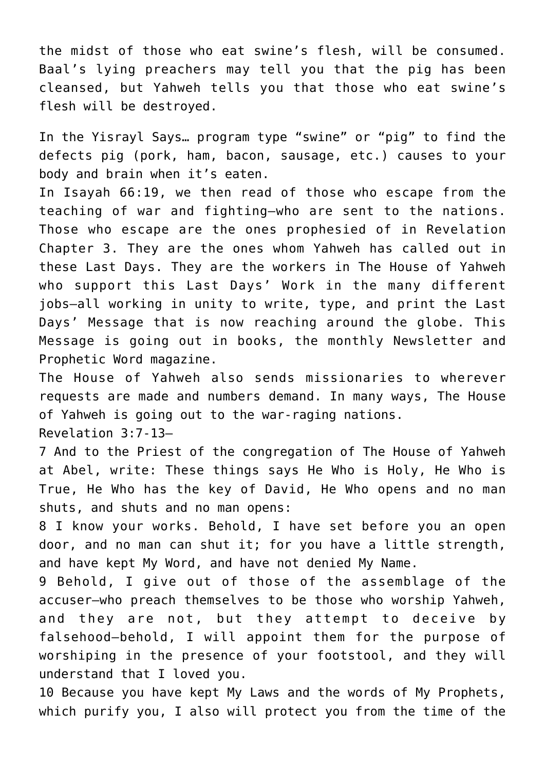the midst of those who eat swine's flesh, will be consumed. Baal's lying preachers may tell you that the pig has been cleansed, but Yahweh tells you that those who eat swine's flesh will be destroyed.

In the Yisrayl Says… program type "swine" or "pig" to find the defects pig (pork, ham, bacon, sausage, etc.) causes to your body and brain when it's eaten.

In Isayah 66:19, we then read of those who escape from the teaching of war and fighting—who are sent to the nations. Those who escape are the ones prophesied of in Revelation Chapter 3. They are the ones whom Yahweh has called out in these Last Days. They are the workers in The House of Yahweh who support this Last Days' Work in the many different jobs—all working in unity to write, type, and print the Last Days' Message that is now reaching around the globe. This Message is going out in books, the monthly Newsletter and Prophetic Word magazine.

The House of Yahweh also sends missionaries to wherever requests are made and numbers demand. In many ways, The House of Yahweh is going out to the war-raging nations.

Revelation 3:7-13—

7 And to the Priest of the congregation of The House of Yahweh at Abel, write: These things says He Who is Holy, He Who is True, He Who has the key of David, He Who opens and no man shuts, and shuts and no man opens:

8 I know your works. Behold, I have set before you an open door, and no man can shut it; for you have a little strength, and have kept My Word, and have not denied My Name.

9 Behold, I give out of those of the assemblage of the accuser—who preach themselves to be those who worship Yahweh, and they are not, but they attempt to deceive by falsehood—behold, I will appoint them for the purpose of worshiping in the presence of your footstool, and they will understand that I loved you.

10 Because you have kept My Laws and the words of My Prophets, which purify you, I also will protect you from the time of the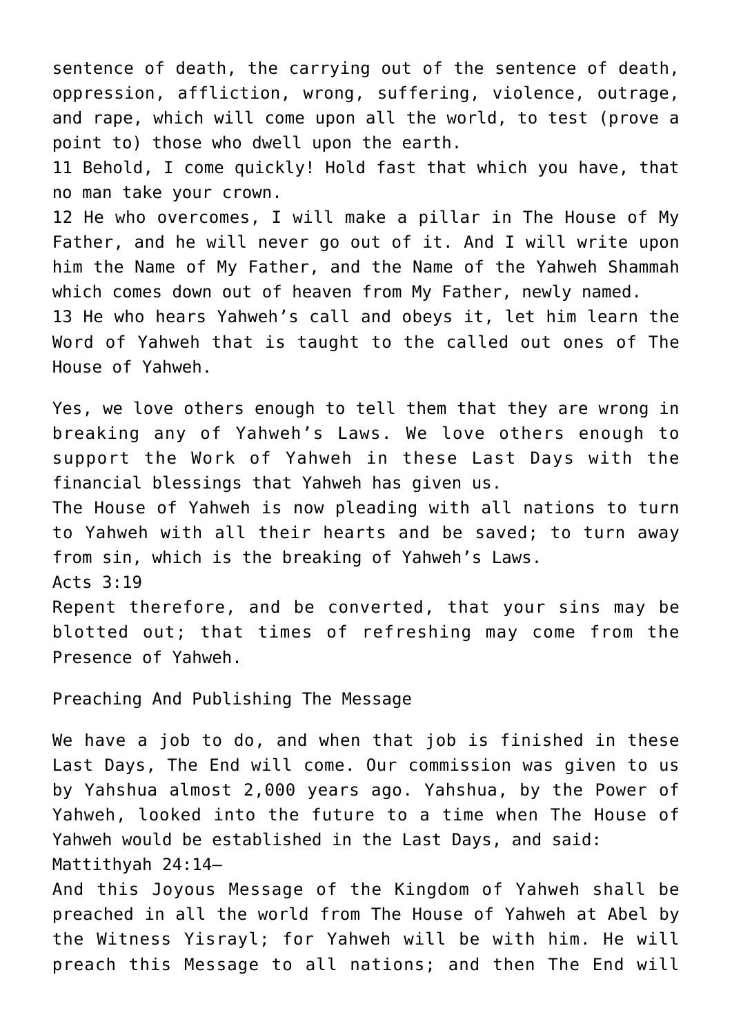sentence of death, the carrying out of the sentence of death, oppression, affliction, wrong, suffering, violence, outrage, and rape, which will come upon all the world, to test (prove a point to) those who dwell upon the earth.
11 Behold, I come quickly! Hold fast that which you have, that no man take your crown.
12 He who overcomes, I will make a pillar in The House of My Father, and he will never go out of it. And I will write upon him the Name of My Father, and the Name of the Yahweh Shammah which comes down out of heaven from My Father, newly named.
13 He who hears Yahweh's call and obeys it, let him learn the Word of Yahweh that is taught to the called out ones of The House of Yahweh.

Yes, we love others enough to tell them that they are wrong in breaking any of Yahweh's Laws. We love others enough to support the Work of Yahweh in these Last Days with the financial blessings that Yahweh has given us.
The House of Yahweh is now pleading with all nations to turn to Yahweh with all their hearts and be saved; to turn away from sin, which is the breaking of Yahweh's Laws.
Acts 3:19
Repent therefore, and be converted, that your sins may be blotted out; that times of refreshing may come from the Presence of Yahweh.

## Preaching And Publishing The Message

We have a job to do, and when that job is finished in these Last Days, The End will come. Our commission was given to us by Yahshua almost 2,000 years ago. Yahshua, by the Power of Yahweh, looked into the future to a time when The House of Yahweh would be established in the Last Days, and said:
Mattithyah 24:14—
And this Joyous Message of the Kingdom of Yahweh shall be preached in all the world from The House of Yahweh at Abel by the Witness Yisrayl; for Yahweh will be with him. He will preach this Message to all nations; and then The End will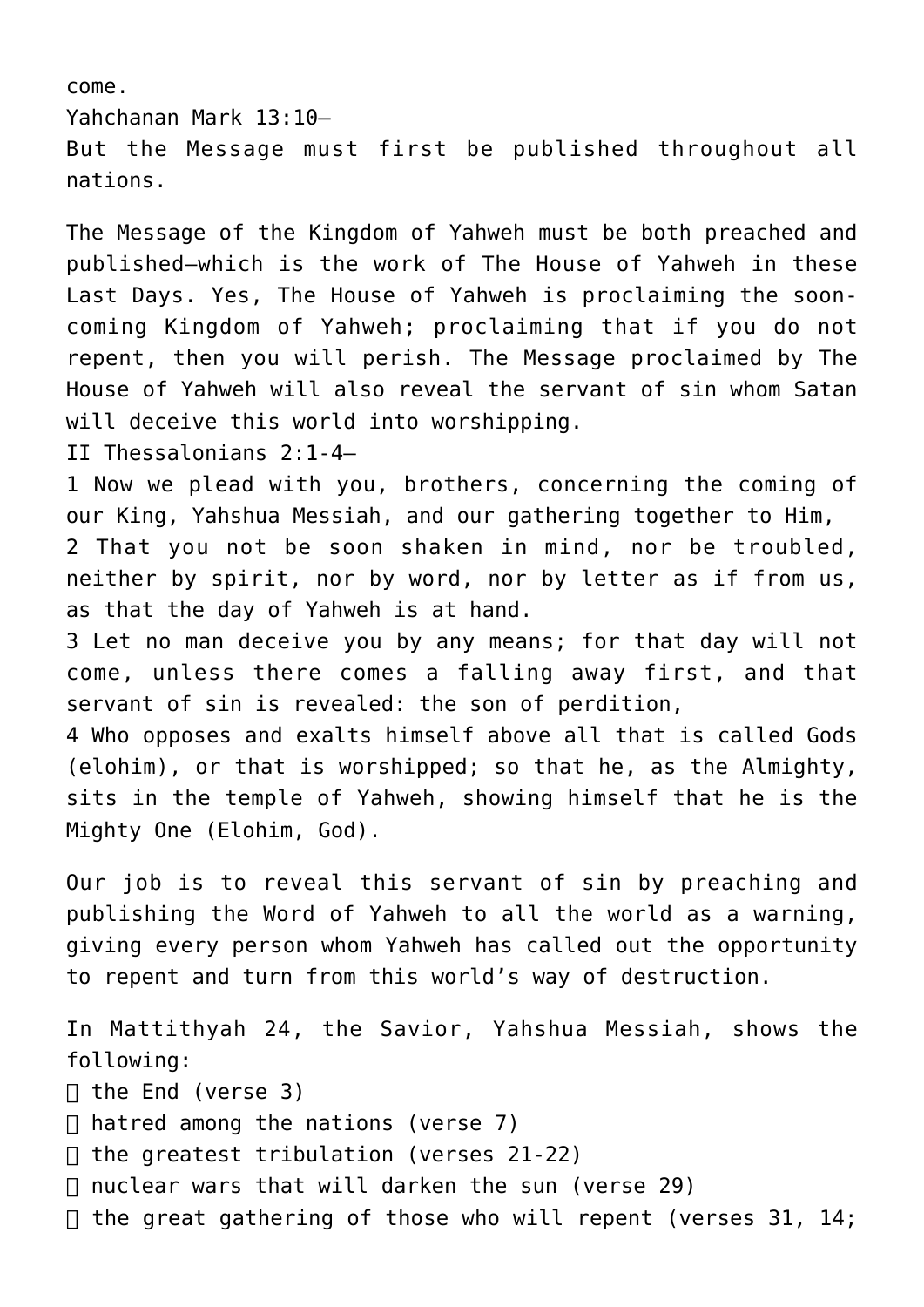come.

Yahchanan Mark 13:10—

But the Message must first be published throughout all nations.

The Message of the Kingdom of Yahweh must be both preached and published—which is the work of The House of Yahweh in these Last Days. Yes, The House of Yahweh is proclaiming the soon-coming Kingdom of Yahweh; proclaiming that if you do not repent, then you will perish. The Message proclaimed by The House of Yahweh will also reveal the servant of sin whom Satan will deceive this world into worshipping.

II Thessalonians 2:1-4—

1 Now we plead with you, brothers, concerning the coming of our King, Yahshua Messiah, and our gathering together to Him,
2 That you not be soon shaken in mind, nor be troubled, neither by spirit, nor by word, nor by letter as if from us, as that the day of Yahweh is at hand.
3 Let no man deceive you by any means; for that day will not come, unless there comes a falling away first, and that servant of sin is revealed: the son of perdition,
4 Who opposes and exalts himself above all that is called Gods (elohim), or that is worshipped; so that he, as the Almighty, sits in the temple of Yahweh, showing himself that he is the Mighty One (Elohim, God).

Our job is to reveal this servant of sin by preaching and publishing the Word of Yahweh to all the world as a warning, giving every person whom Yahweh has called out the opportunity to repent and turn from this world's way of destruction.

In Mattithyah 24, the Savior, Yahshua Messiah, shows the following:

- the End (verse 3)
- hatred among the nations (verse 7)
- the greatest tribulation (verses 21-22)
- nuclear wars that will darken the sun (verse 29)
- the great gathering of those who will repent (verses 31, 14;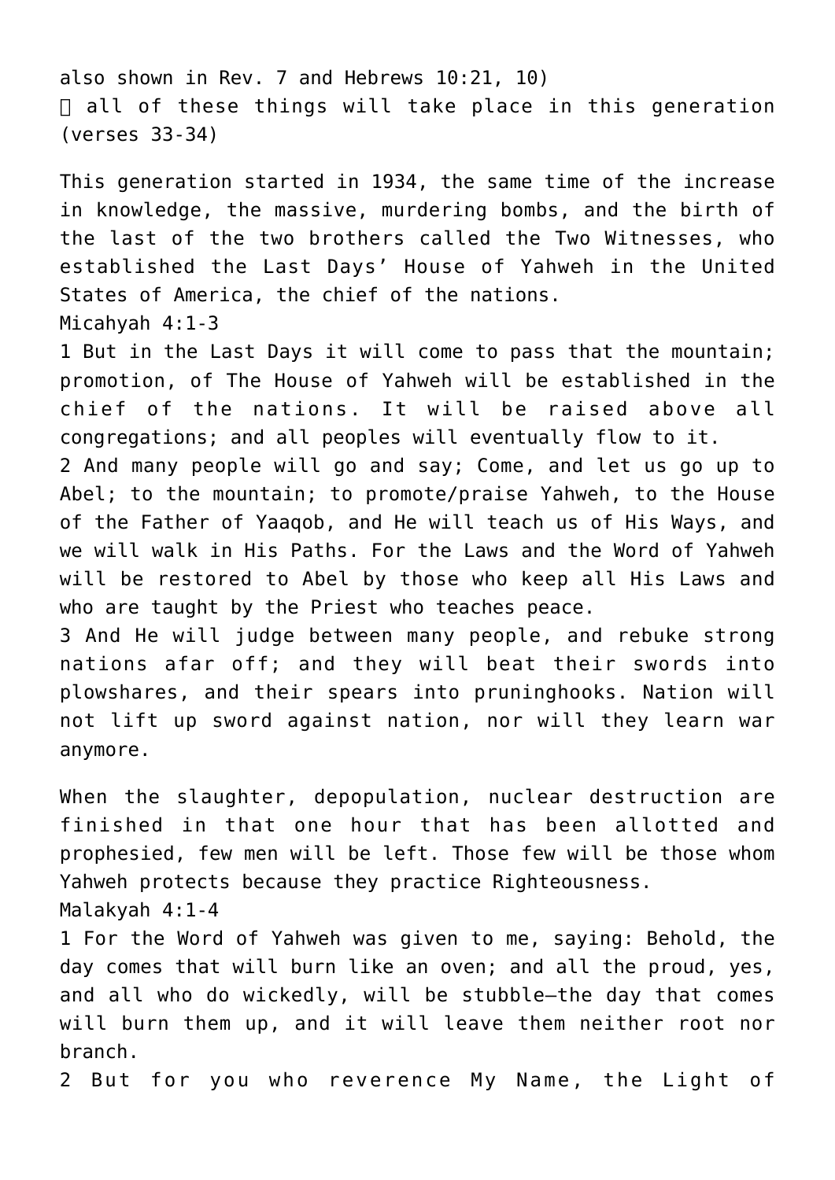also shown in Rev. 7 and Hebrews 10:21, 10)
 all of these things will take place in this generation (verses 33-34)

This generation started in 1934, the same time of the increase in knowledge, the massive, murdering bombs, and the birth of the last of the two brothers called the Two Witnesses, who established the Last Days' House of Yahweh in the United States of America, the chief of the nations.

Micahyah 4:1-3

1 But in the Last Days it will come to pass that the mountain; promotion, of The House of Yahweh will be established in the chief of the nations. It will be raised above all congregations; and all peoples will eventually flow to it.

2 And many people will go and say; Come, and let us go up to Abel; to the mountain; to promote/praise Yahweh, to the House of the Father of Yaaqob, and He will teach us of His Ways, and we will walk in His Paths. For the Laws and the Word of Yahweh will be restored to Abel by those who keep all His Laws and who are taught by the Priest who teaches peace.

3 And He will judge between many people, and rebuke strong nations afar off; and they will beat their swords into plowshares, and their spears into pruninghooks. Nation will not lift up sword against nation, nor will they learn war anymore.

When the slaughter, depopulation, nuclear destruction are finished in that one hour that has been allotted and prophesied, few men will be left. Those few will be those whom Yahweh protects because they practice Righteousness.

Malakyah 4:1-4

1 For the Word of Yahweh was given to me, saying: Behold, the day comes that will burn like an oven; and all the proud, yes, and all who do wickedly, will be stubble—the day that comes will burn them up, and it will leave them neither root nor branch.

2 But for you who reverence My Name, the Light of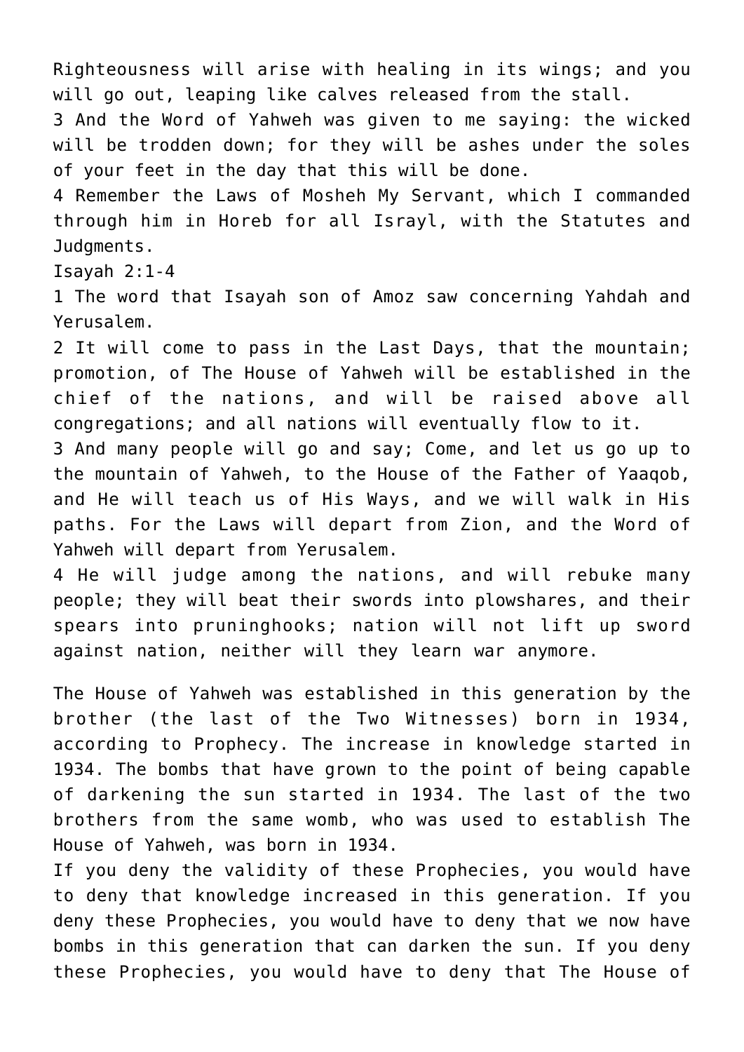Righteousness will arise with healing in its wings; and you will go out, leaping like calves released from the stall.

3 And the Word of Yahweh was given to me saying: the wicked will be trodden down; for they will be ashes under the soles of your feet in the day that this will be done.

4 Remember the Laws of Mosheh My Servant, which I commanded through him in Horeb for all Israyl, with the Statutes and Judgments.

Isayah 2:1-4

1 The word that Isayah son of Amoz saw concerning Yahdah and Yerusalem.

2 It will come to pass in the Last Days, that the mountain; promotion, of The House of Yahweh will be established in the chief of the nations, and will be raised above all congregations; and all nations will eventually flow to it.

3 And many people will go and say; Come, and let us go up to the mountain of Yahweh, to the House of the Father of Yaaqob, and He will teach us of His Ways, and we will walk in His paths. For the Laws will depart from Zion, and the Word of Yahweh will depart from Yerusalem.

4 He will judge among the nations, and will rebuke many people; they will beat their swords into plowshares, and their spears into pruninghooks; nation will not lift up sword against nation, neither will they learn war anymore.

The House of Yahweh was established in this generation by the brother (the last of the Two Witnesses) born in 1934, according to Prophecy. The increase in knowledge started in 1934. The bombs that have grown to the point of being capable of darkening the sun started in 1934. The last of the two brothers from the same womb, who was used to establish The House of Yahweh, was born in 1934.

If you deny the validity of these Prophecies, you would have to deny that knowledge increased in this generation. If you deny these Prophecies, you would have to deny that we now have bombs in this generation that can darken the sun. If you deny these Prophecies, you would have to deny that The House of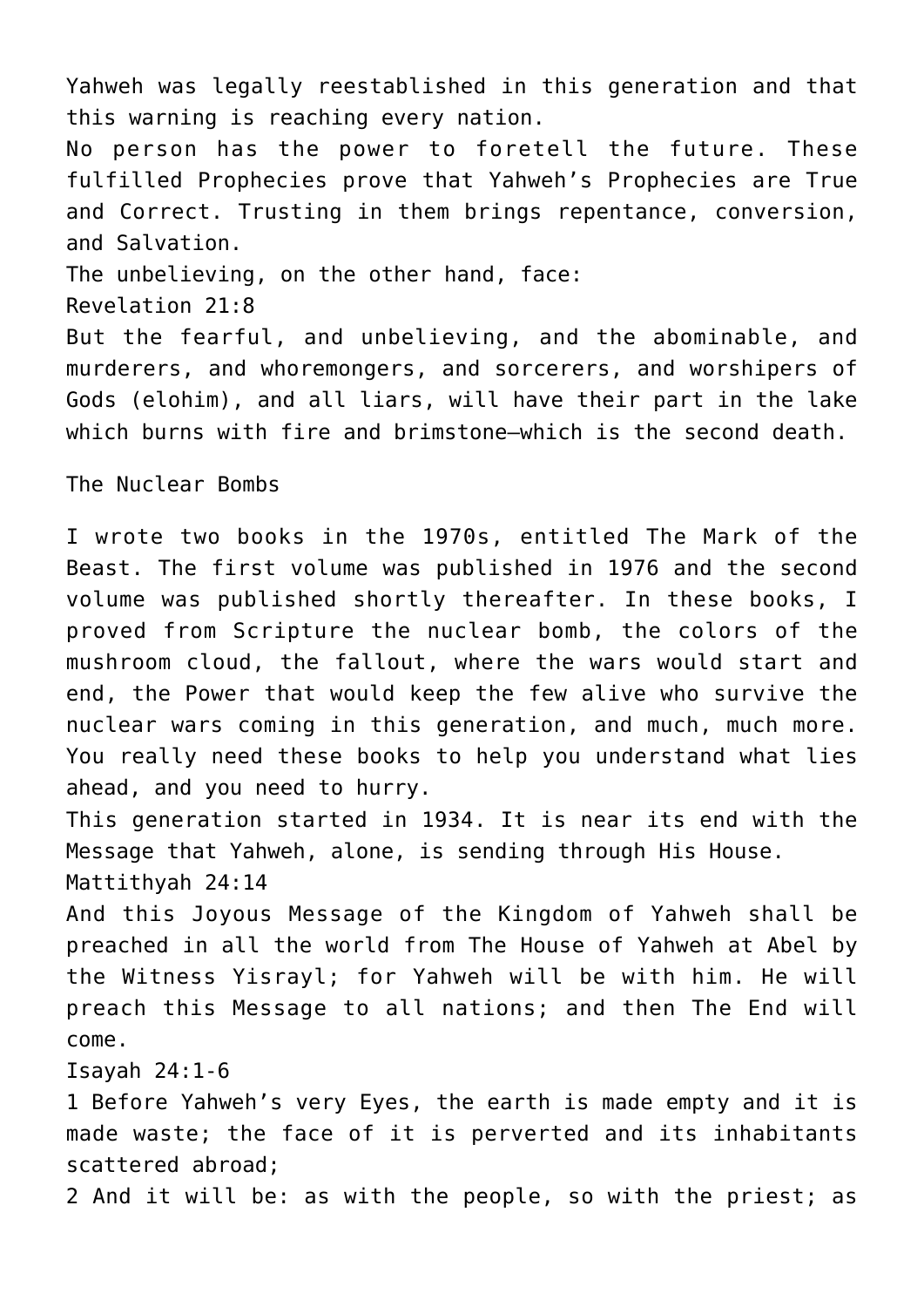Yahweh was legally reestablished in this generation and that this warning is reaching every nation.

No person has the power to foretell the future. These fulfilled Prophecies prove that Yahweh's Prophecies are True and Correct. Trusting in them brings repentance, conversion, and Salvation.

The unbelieving, on the other hand, face:

Revelation 21:8

But the fearful, and unbelieving, and the abominable, and murderers, and whoremongers, and sorcerers, and worshipers of Gods (elohim), and all liars, will have their part in the lake which burns with fire and brimstone—which is the second death.

## The Nuclear Bombs

I wrote two books in the 1970s, entitled The Mark of the Beast. The first volume was published in 1976 and the second volume was published shortly thereafter. In these books, I proved from Scripture the nuclear bomb, the colors of the mushroom cloud, the fallout, where the wars would start and end, the Power that would keep the few alive who survive the nuclear wars coming in this generation, and much, much more. You really need these books to help you understand what lies ahead, and you need to hurry.

This generation started in 1934. It is near its end with the Message that Yahweh, alone, is sending through His House.

Mattithyah 24:14

And this Joyous Message of the Kingdom of Yahweh shall be preached in all the world from The House of Yahweh at Abel by the Witness Yisrayl; for Yahweh will be with him. He will preach this Message to all nations; and then The End will come.

Isayah 24:1-6

1 Before Yahweh's very Eyes, the earth is made empty and it is made waste; the face of it is perverted and its inhabitants scattered abroad;

2 And it will be: as with the people, so with the priest; as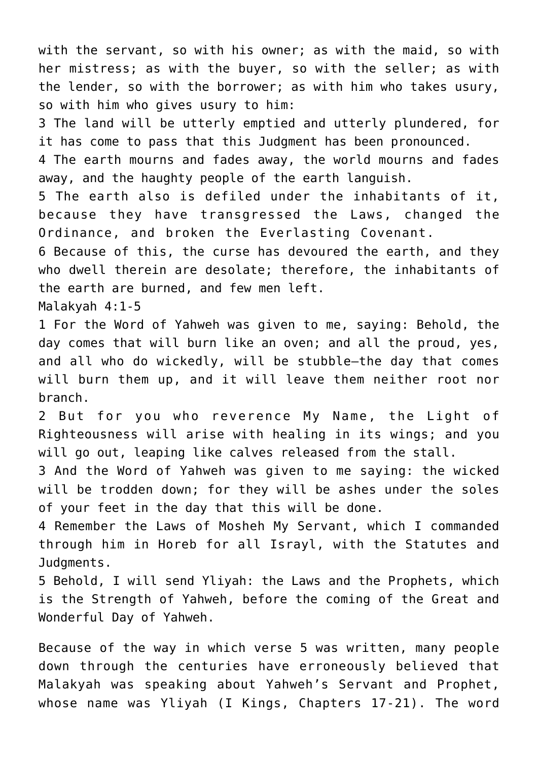with the servant, so with his owner; as with the maid, so with her mistress; as with the buyer, so with the seller; as with the lender, so with the borrower; as with him who takes usury, so with him who gives usury to him:

3 The land will be utterly emptied and utterly plundered, for it has come to pass that this Judgment has been pronounced.

4 The earth mourns and fades away, the world mourns and fades away, and the haughty people of the earth languish.

5 The earth also is defiled under the inhabitants of it, because they have transgressed the Laws, changed the Ordinance, and broken the Everlasting Covenant.

6 Because of this, the curse has devoured the earth, and they who dwell therein are desolate; therefore, the inhabitants of the earth are burned, and few men left.

Malakyah 4:1-5

1 For the Word of Yahweh was given to me, saying: Behold, the day comes that will burn like an oven; and all the proud, yes, and all who do wickedly, will be stubble—the day that comes will burn them up, and it will leave them neither root nor branch.

2 But for you who reverence My Name, the Light of Righteousness will arise with healing in its wings; and you will go out, leaping like calves released from the stall.

3 And the Word of Yahweh was given to me saying: the wicked will be trodden down; for they will be ashes under the soles of your feet in the day that this will be done.

4 Remember the Laws of Mosheh My Servant, which I commanded through him in Horeb for all Israyl, with the Statutes and Judgments.

5 Behold, I will send Yliyah: the Laws and the Prophets, which is the Strength of Yahweh, before the coming of the Great and Wonderful Day of Yahweh.

Because of the way in which verse 5 was written, many people down through the centuries have erroneously believed that Malakyah was speaking about Yahweh's Servant and Prophet, whose name was Yliyah (I Kings, Chapters 17-21). The word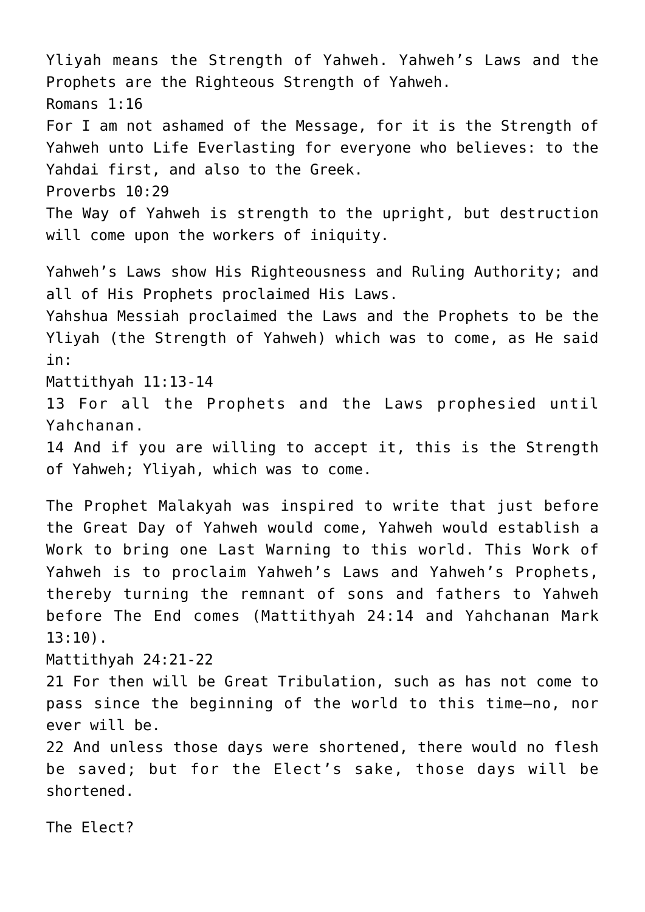Yliyah means the Strength of Yahweh. Yahweh's Laws and the Prophets are the Righteous Strength of Yahweh.

Romans 1:16

For I am not ashamed of the Message, for it is the Strength of Yahweh unto Life Everlasting for everyone who believes: to the Yahdai first, and also to the Greek.

Proverbs 10:29

The Way of Yahweh is strength to the upright, but destruction will come upon the workers of iniquity.

Yahweh's Laws show His Righteousness and Ruling Authority; and all of His Prophets proclaimed His Laws.

Yahshua Messiah proclaimed the Laws and the Prophets to be the Yliyah (the Strength of Yahweh) which was to come, as He said in:

Mattithyah 11:13-14

13 For all the Prophets and the Laws prophesied until Yahchanan.

14 And if you are willing to accept it, this is the Strength of Yahweh; Yliyah, which was to come.

The Prophet Malakyah was inspired to write that just before the Great Day of Yahweh would come, Yahweh would establish a Work to bring one Last Warning to this world. This Work of Yahweh is to proclaim Yahweh's Laws and Yahweh's Prophets, thereby turning the remnant of sons and fathers to Yahweh before The End comes (Mattithyah 24:14 and Yahchanan Mark 13:10).

Mattithyah 24:21-22

21 For then will be Great Tribulation, such as has not come to pass since the beginning of the world to this time—no, nor ever will be.

22 And unless those days were shortened, there would no flesh be saved; but for the Elect's sake, those days will be shortened.

The Elect?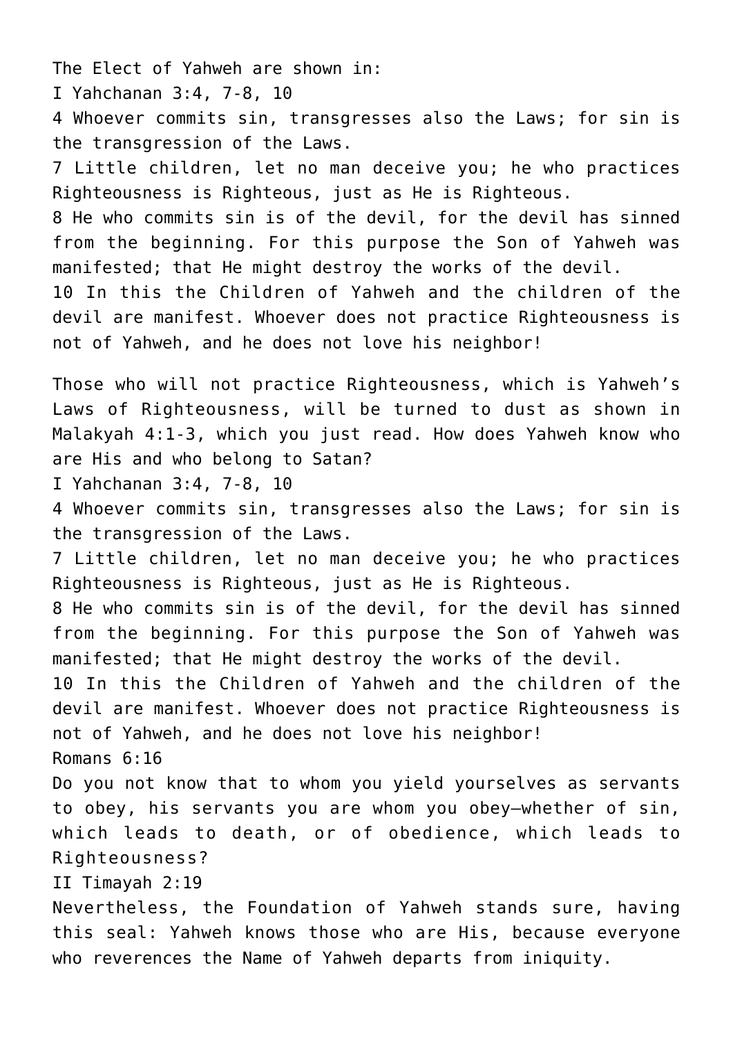The Elect of Yahweh are shown in:

I Yahchanan 3:4, 7-8, 10

4 Whoever commits sin, transgresses also the Laws; for sin is the transgression of the Laws.

7 Little children, let no man deceive you; he who practices Righteousness is Righteous, just as He is Righteous.

8 He who commits sin is of the devil, for the devil has sinned from the beginning. For this purpose the Son of Yahweh was manifested; that He might destroy the works of the devil.

10 In this the Children of Yahweh and the children of the devil are manifest. Whoever does not practice Righteousness is not of Yahweh, and he does not love his neighbor!

Those who will not practice Righteousness, which is Yahweh's Laws of Righteousness, will be turned to dust as shown in Malakyah 4:1-3, which you just read. How does Yahweh know who are His and who belong to Satan?

I Yahchanan 3:4, 7-8, 10

4 Whoever commits sin, transgresses also the Laws; for sin is the transgression of the Laws.

7 Little children, let no man deceive you; he who practices Righteousness is Righteous, just as He is Righteous.

8 He who commits sin is of the devil, for the devil has sinned from the beginning. For this purpose the Son of Yahweh was manifested; that He might destroy the works of the devil.

10 In this the Children of Yahweh and the children of the devil are manifest. Whoever does not practice Righteousness is not of Yahweh, and he does not love his neighbor!

Romans 6:16

Do you not know that to whom you yield yourselves as servants to obey, his servants you are whom you obey—whether of sin, which leads to death, or of obedience, which leads to Righteousness?

II Timayah 2:19

Nevertheless, the Foundation of Yahweh stands sure, having this seal: Yahweh knows those who are His, because everyone who reverences the Name of Yahweh departs from iniquity.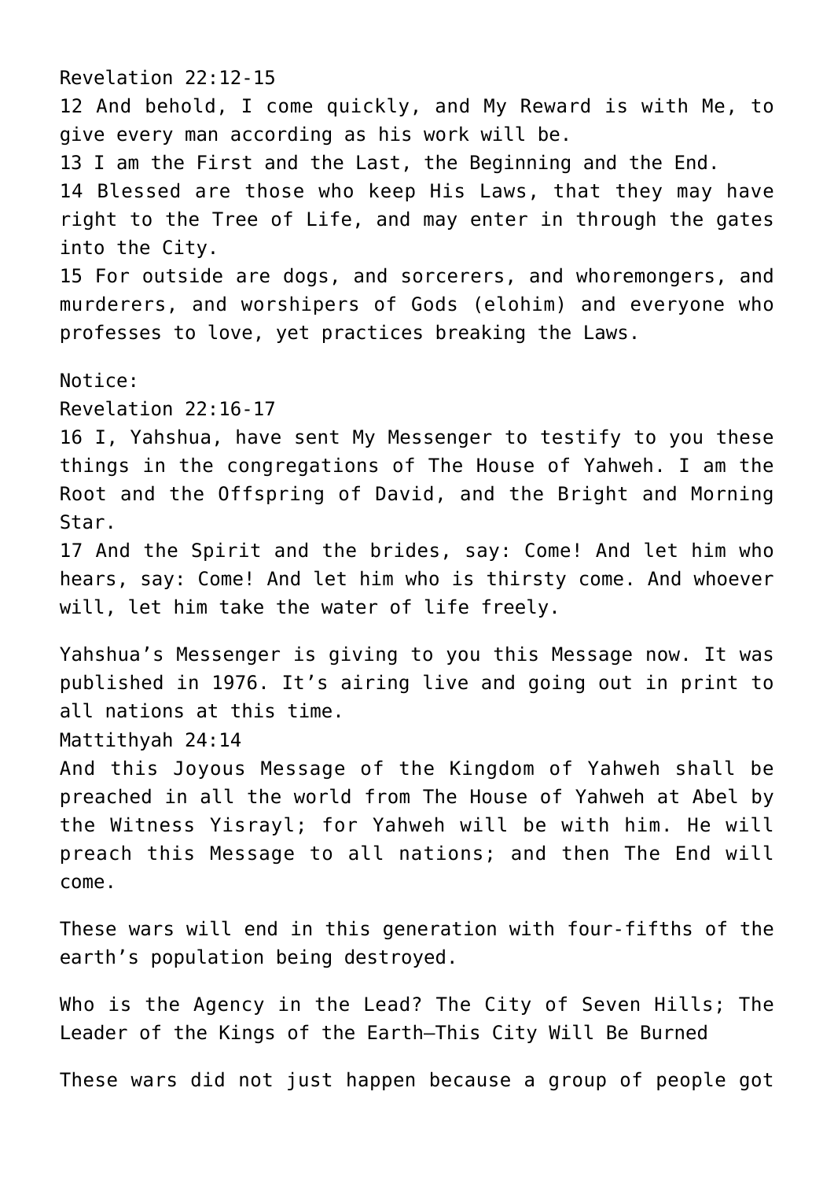Revelation 22:12-15
12 And behold, I come quickly, and My Reward is with Me, to give every man according as his work will be.
13 I am the First and the Last, the Beginning and the End.
14 Blessed are those who keep His Laws, that they may have right to the Tree of Life, and may enter in through the gates into the City.
15 For outside are dogs, and sorcerers, and whoremongers, and murderers, and worshipers of Gods (elohim) and everyone who professes to love, yet practices breaking the Laws.

Notice:
Revelation 22:16-17
16 I, Yahshua, have sent My Messenger to testify to you these things in the congregations of The House of Yahweh. I am the Root and the Offspring of David, and the Bright and Morning Star.
17 And the Spirit and the brides, say: Come! And let him who hears, say: Come! And let him who is thirsty come. And whoever will, let him take the water of life freely.

Yahshua's Messenger is giving to you this Message now. It was published in 1976. It's airing live and going out in print to all nations at this time.
Mattithyah 24:14
And this Joyous Message of the Kingdom of Yahweh shall be preached in all the world from The House of Yahweh at Abel by the Witness Yisrayl; for Yahweh will be with him. He will preach this Message to all nations; and then The End will come.

These wars will end in this generation with four-fifths of the earth's population being destroyed.

Who is the Agency in the Lead? The City of Seven Hills; The Leader of the Kings of the Earth—This City Will Be Burned

These wars did not just happen because a group of people got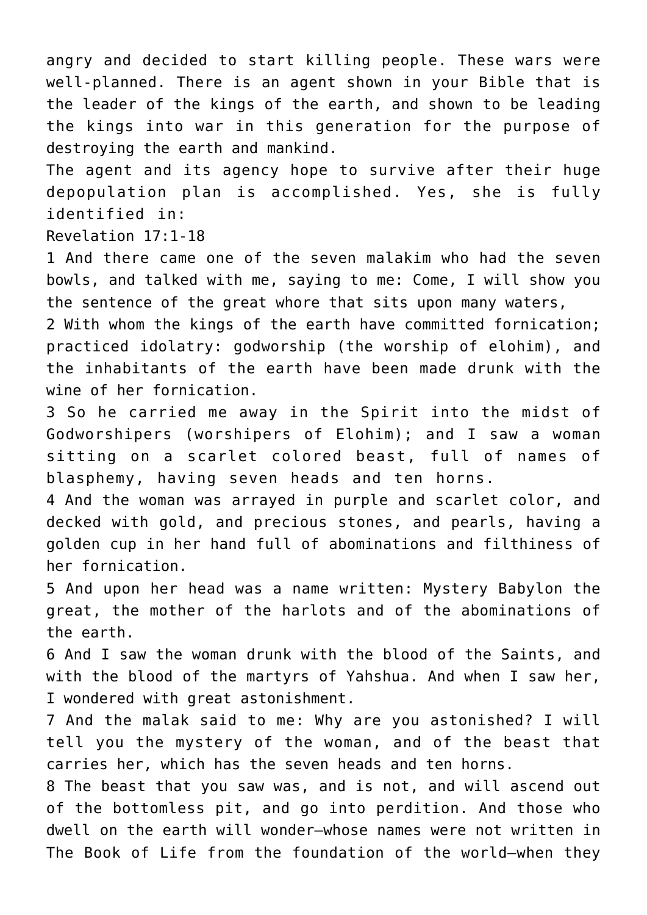angry and decided to start killing people. These wars were well-planned. There is an agent shown in your Bible that is the leader of the kings of the earth, and shown to be leading the kings into war in this generation for the purpose of destroying the earth and mankind.

The agent and its agency hope to survive after their huge depopulation plan is accomplished. Yes, she is fully identified in:

Revelation 17:1-18

1 And there came one of the seven malakim who had the seven bowls, and talked with me, saying to me: Come, I will show you the sentence of the great whore that sits upon many waters,

2 With whom the kings of the earth have committed fornication; practiced idolatry: godworship (the worship of elohim), and the inhabitants of the earth have been made drunk with the wine of her fornication.

3 So he carried me away in the Spirit into the midst of Godworshipers (worshipers of Elohim); and I saw a woman sitting on a scarlet colored beast, full of names of blasphemy, having seven heads and ten horns.

4 And the woman was arrayed in purple and scarlet color, and decked with gold, and precious stones, and pearls, having a golden cup in her hand full of abominations and filthiness of her fornication.

5 And upon her head was a name written: Mystery Babylon the great, the mother of the harlots and of the abominations of the earth.

6 And I saw the woman drunk with the blood of the Saints, and with the blood of the martyrs of Yahshua. And when I saw her, I wondered with great astonishment.

7 And the malak said to me: Why are you astonished? I will tell you the mystery of the woman, and of the beast that carries her, which has the seven heads and ten horns.

8 The beast that you saw was, and is not, and will ascend out of the bottomless pit, and go into perdition. And those who dwell on the earth will wonder—whose names were not written in The Book of Life from the foundation of the world—when they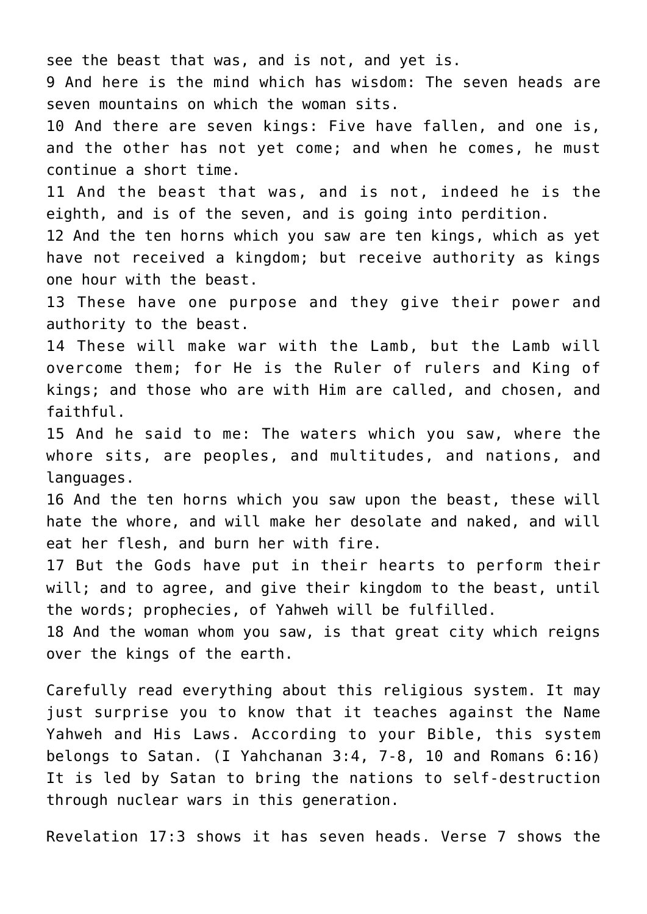see the beast that was, and is not, and yet is.

9 And here is the mind which has wisdom: The seven heads are seven mountains on which the woman sits.

10 And there are seven kings: Five have fallen, and one is, and the other has not yet come; and when he comes, he must continue a short time.

11 And the beast that was, and is not, indeed he is the eighth, and is of the seven, and is going into perdition.

12 And the ten horns which you saw are ten kings, which as yet have not received a kingdom; but receive authority as kings one hour with the beast.

13 These have one purpose and they give their power and authority to the beast.

14 These will make war with the Lamb, but the Lamb will overcome them; for He is the Ruler of rulers and King of kings; and those who are with Him are called, and chosen, and faithful.

15 And he said to me: The waters which you saw, where the whore sits, are peoples, and multitudes, and nations, and languages.

16 And the ten horns which you saw upon the beast, these will hate the whore, and will make her desolate and naked, and will eat her flesh, and burn her with fire.

17 But the Gods have put in their hearts to perform their will; and to agree, and give their kingdom to the beast, until the words; prophecies, of Yahweh will be fulfilled.

18 And the woman whom you saw, is that great city which reigns over the kings of the earth.

Carefully read everything about this religious system. It may just surprise you to know that it teaches against the Name Yahweh and His Laws. According to your Bible, this system belongs to Satan. (I Yahchanan 3:4, 7-8, 10 and Romans 6:16) It is led by Satan to bring the nations to self-destruction through nuclear wars in this generation.

Revelation 17:3 shows it has seven heads. Verse 7 shows the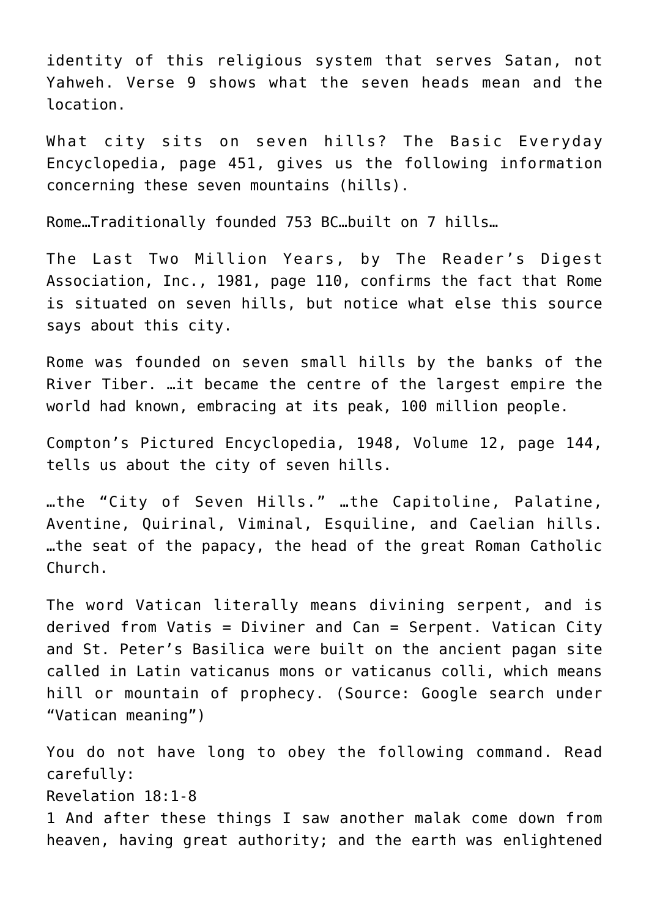identity of this religious system that serves Satan, not Yahweh. Verse 9 shows what the seven heads mean and the location.

What city sits on seven hills? The Basic Everyday Encyclopedia, page 451, gives us the following information concerning these seven mountains (hills).

Rome…Traditionally founded 753 BC…built on 7 hills…

The Last Two Million Years, by The Reader's Digest Association, Inc., 1981, page 110, confirms the fact that Rome is situated on seven hills, but notice what else this source says about this city.

Rome was founded on seven small hills by the banks of the River Tiber. …it became the centre of the largest empire the world had known, embracing at its peak, 100 million people.

Compton's Pictured Encyclopedia, 1948, Volume 12, page 144, tells us about the city of seven hills.

…the "City of Seven Hills." …the Capitoline, Palatine, Aventine, Quirinal, Viminal, Esquiline, and Caelian hills. …the seat of the papacy, the head of the great Roman Catholic Church.

The word Vatican literally means divining serpent, and is derived from Vatis = Diviner and Can = Serpent. Vatican City and St. Peter's Basilica were built on the ancient pagan site called in Latin vaticanus mons or vaticanus colli, which means hill or mountain of prophecy. (Source: Google search under "Vatican meaning")

You do not have long to obey the following command. Read carefully:
Revelation 18:1-8
1 And after these things I saw another malak come down from heaven, having great authority; and the earth was enlightened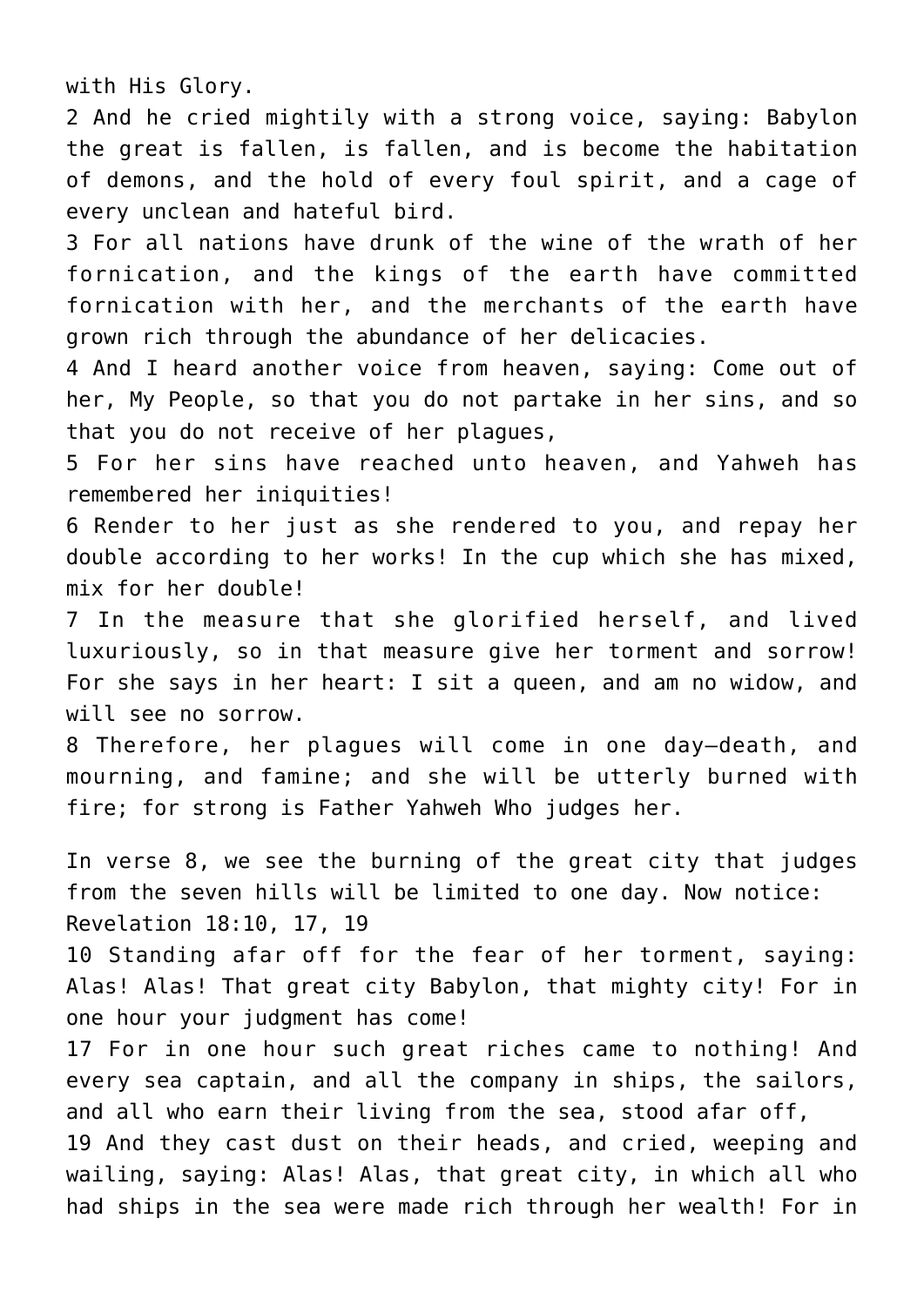with His Glory.

2 And he cried mightily with a strong voice, saying: Babylon the great is fallen, is fallen, and is become the habitation of demons, and the hold of every foul spirit, and a cage of every unclean and hateful bird.

3 For all nations have drunk of the wine of the wrath of her fornication, and the kings of the earth have committed fornication with her, and the merchants of the earth have grown rich through the abundance of her delicacies.

4 And I heard another voice from heaven, saying: Come out of her, My People, so that you do not partake in her sins, and so that you do not receive of her plagues,

5 For her sins have reached unto heaven, and Yahweh has remembered her iniquities!

6 Render to her just as she rendered to you, and repay her double according to her works! In the cup which she has mixed, mix for her double!

7 In the measure that she glorified herself, and lived luxuriously, so in that measure give her torment and sorrow! For she says in her heart: I sit a queen, and am no widow, and will see no sorrow.

8 Therefore, her plagues will come in one day—death, and mourning, and famine; and she will be utterly burned with fire; for strong is Father Yahweh Who judges her.

In verse 8, we see the burning of the great city that judges from the seven hills will be limited to one day. Now notice:

Revelation 18:10, 17, 19

10 Standing afar off for the fear of her torment, saying: Alas! Alas! That great city Babylon, that mighty city! For in one hour your judgment has come!

17 For in one hour such great riches came to nothing! And every sea captain, and all the company in ships, the sailors, and all who earn their living from the sea, stood afar off,

19 And they cast dust on their heads, and cried, weeping and wailing, saying: Alas! Alas, that great city, in which all who had ships in the sea were made rich through her wealth! For in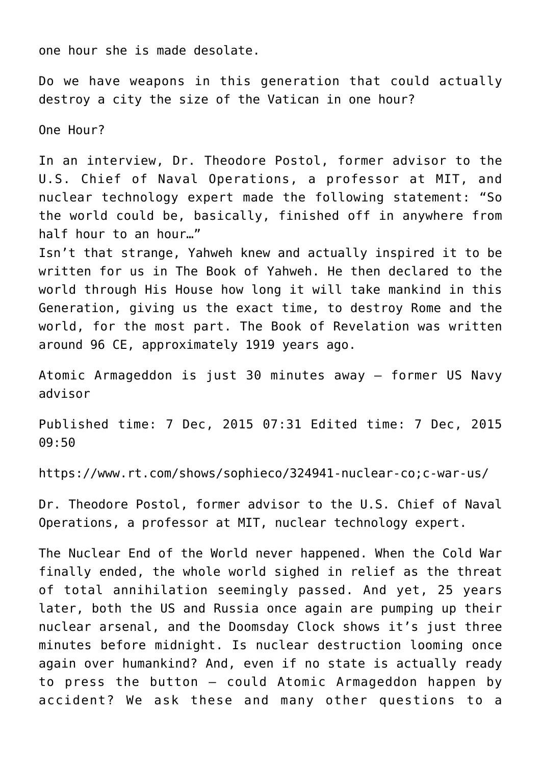one hour she is made desolate.

Do we have weapons in this generation that could actually destroy a city the size of the Vatican in one hour?

One Hour?

In an interview, Dr. Theodore Postol, former advisor to the U.S. Chief of Naval Operations, a professor at MIT, and nuclear technology expert made the following statement: "So the world could be, basically, finished off in anywhere from half hour to an hour…"
Isn't that strange, Yahweh knew and actually inspired it to be written for us in The Book of Yahweh. He then declared to the world through His House how long it will take mankind in this Generation, giving us the exact time, to destroy Rome and the world, for the most part. The Book of Revelation was written around 96 CE, approximately 1919 years ago.

Atomic Armageddon is just 30 minutes away – former US Navy advisor

Published time: 7 Dec, 2015 07:31 Edited time: 7 Dec, 2015 09:50

https://www.rt.com/shows/sophieco/324941-nuclear-co;c-war-us/

Dr. Theodore Postol, former advisor to the U.S. Chief of Naval Operations, a professor at MIT, nuclear technology expert.

The Nuclear End of the World never happened. When the Cold War finally ended, the whole world sighed in relief as the threat of total annihilation seemingly passed. And yet, 25 years later, both the US and Russia once again are pumping up their nuclear arsenal, and the Doomsday Clock shows it's just three minutes before midnight. Is nuclear destruction looming once again over humankind? And, even if no state is actually ready to press the button – could Atomic Armageddon happen by accident? We ask these and many other questions to a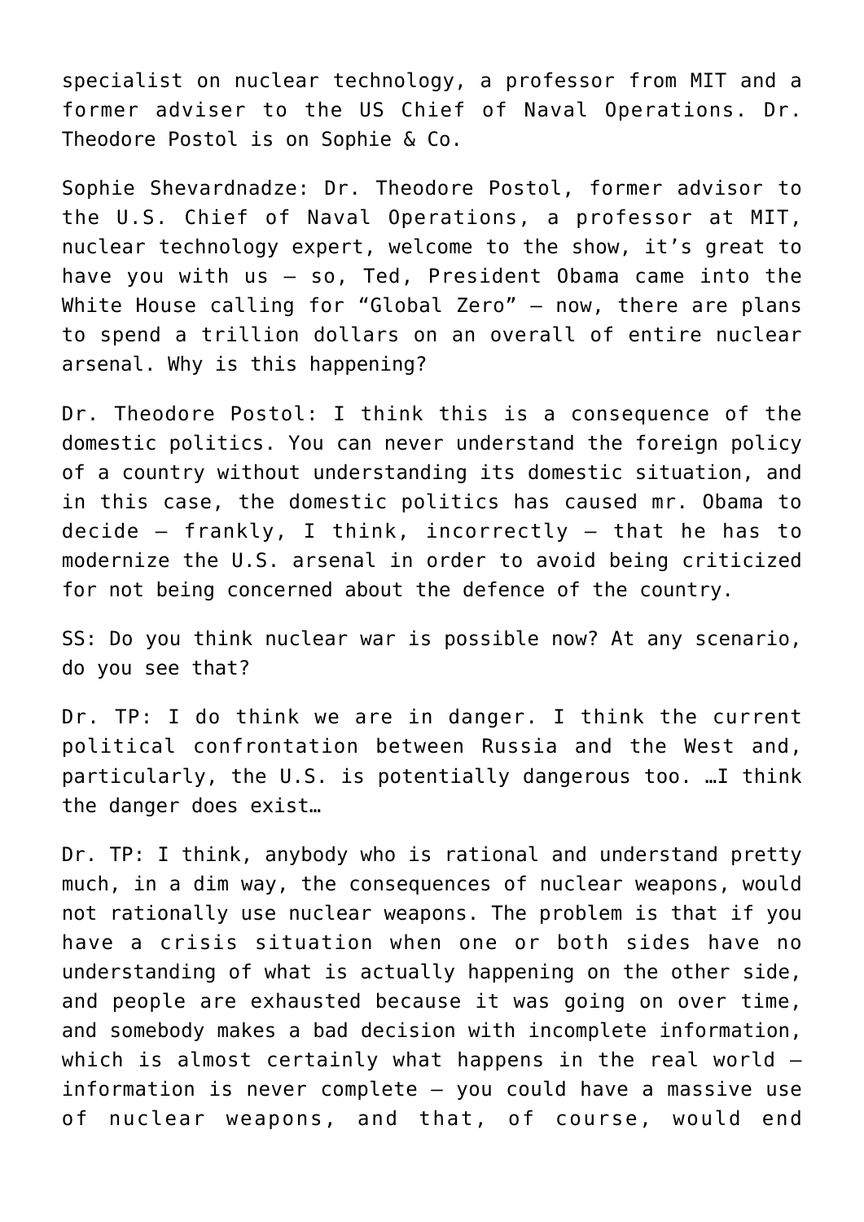specialist on nuclear technology, a professor from MIT and a former adviser to the US Chief of Naval Operations. Dr. Theodore Postol is on Sophie & Co.

Sophie Shevardnadze: Dr. Theodore Postol, former advisor to the U.S. Chief of Naval Operations, a professor at MIT, nuclear technology expert, welcome to the show, it's great to have you with us – so, Ted, President Obama came into the White House calling for "Global Zero" – now, there are plans to spend a trillion dollars on an overall of entire nuclear arsenal. Why is this happening?

Dr. Theodore Postol: I think this is a consequence of the domestic politics. You can never understand the foreign policy of a country without understanding its domestic situation, and in this case, the domestic politics has caused mr. Obama to decide – frankly, I think, incorrectly – that he has to modernize the U.S. arsenal in order to avoid being criticized for not being concerned about the defence of the country.

SS: Do you think nuclear war is possible now? At any scenario, do you see that?

Dr. TP: I do think we are in danger. I think the current political confrontation between Russia and the West and, particularly, the U.S. is potentially dangerous too. …I think the danger does exist…

Dr. TP: I think, anybody who is rational and understand pretty much, in a dim way, the consequences of nuclear weapons, would not rationally use nuclear weapons. The problem is that if you have a crisis situation when one or both sides have no understanding of what is actually happening on the other side, and people are exhausted because it was going on over time, and somebody makes a bad decision with incomplete information, which is almost certainly what happens in the real world – information is never complete – you could have a massive use of nuclear weapons, and that, of course, would end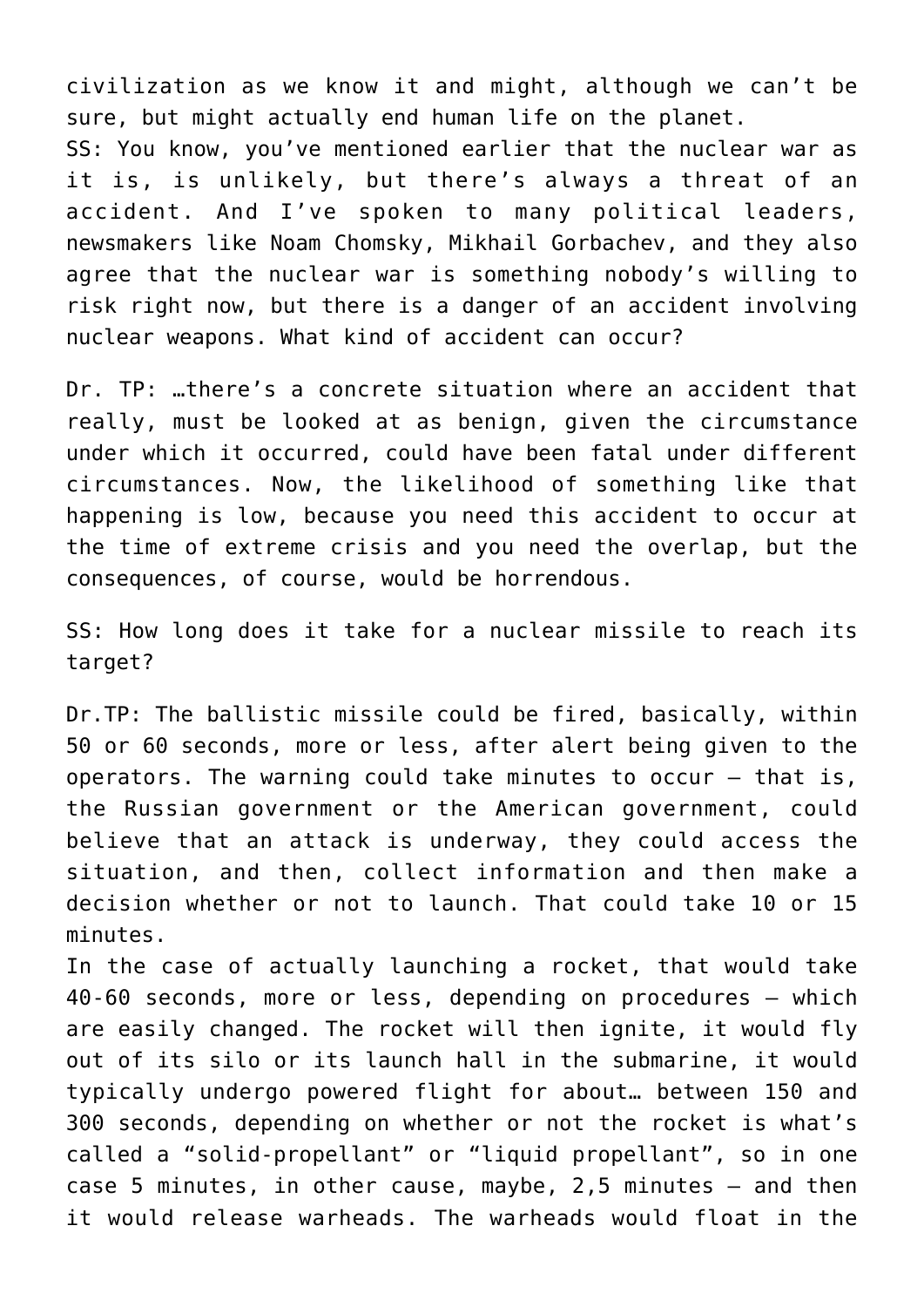civilization as we know it and might, although we can't be sure, but might actually end human life on the planet.
SS: You know, you've mentioned earlier that the nuclear war as it is, is unlikely, but there's always a threat of an accident. And I've spoken to many political leaders, newsmakers like Noam Chomsky, Mikhail Gorbachev, and they also agree that the nuclear war is something nobody's willing to risk right now, but there is a danger of an accident involving nuclear weapons. What kind of accident can occur?

Dr. TP: …there's a concrete situation where an accident that really, must be looked at as benign, given the circumstance under which it occurred, could have been fatal under different circumstances. Now, the likelihood of something like that happening is low, because you need this accident to occur at the time of extreme crisis and you need the overlap, but the consequences, of course, would be horrendous.

SS: How long does it take for a nuclear missile to reach its target?

Dr.TP: The ballistic missile could be fired, basically, within 50 or 60 seconds, more or less, after alert being given to the operators. The warning could take minutes to occur – that is, the Russian government or the American government, could believe that an attack is underway, they could access the situation, and then, collect information and then make a decision whether or not to launch. That could take 10 or 15 minutes.
In the case of actually launching a rocket, that would take 40-60 seconds, more or less, depending on procedures – which are easily changed. The rocket will then ignite, it would fly out of its silo or its launch hall in the submarine, it would typically undergo powered flight for about… between 150 and 300 seconds, depending on whether or not the rocket is what's called a "solid-propellant" or "liquid propellant", so in one case 5 minutes, in other cause, maybe, 2,5 minutes – and then it would release warheads. The warheads would float in the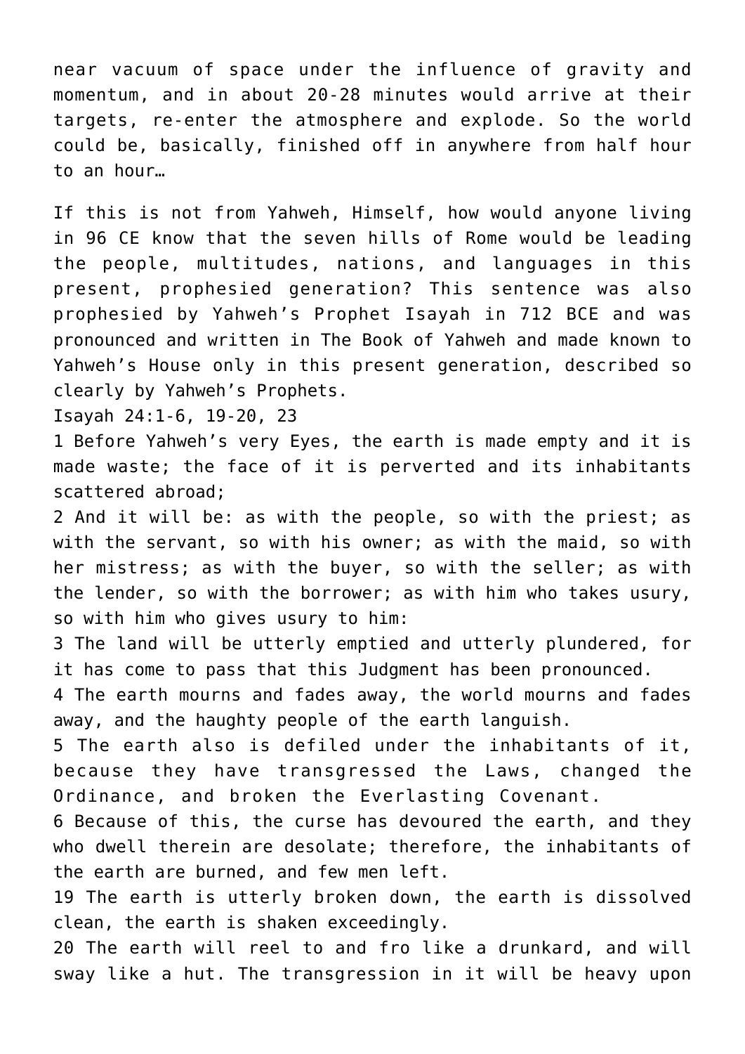near vacuum of space under the influence of gravity and momentum, and in about 20-28 minutes would arrive at their targets, re-enter the atmosphere and explode. So the world could be, basically, finished off in anywhere from half hour to an hour…

If this is not from Yahweh, Himself, how would anyone living in 96 CE know that the seven hills of Rome would be leading the people, multitudes, nations, and languages in this present, prophesied generation? This sentence was also prophesied by Yahweh's Prophet Isayah in 712 BCE and was pronounced and written in The Book of Yahweh and made known to Yahweh's House only in this present generation, described so clearly by Yahweh's Prophets.

Isayah 24:1-6, 19-20, 23

1 Before Yahweh's very Eyes, the earth is made empty and it is made waste; the face of it is perverted and its inhabitants scattered abroad;

2 And it will be: as with the people, so with the priest; as with the servant, so with his owner; as with the maid, so with her mistress; as with the buyer, so with the seller; as with the lender, so with the borrower; as with him who takes usury, so with him who gives usury to him:

3 The land will be utterly emptied and utterly plundered, for it has come to pass that this Judgment has been pronounced.

4 The earth mourns and fades away, the world mourns and fades away, and the haughty people of the earth languish.

5 The earth also is defiled under the inhabitants of it, because they have transgressed the Laws, changed the Ordinance, and broken the Everlasting Covenant.

6 Because of this, the curse has devoured the earth, and they who dwell therein are desolate; therefore, the inhabitants of the earth are burned, and few men left.

19 The earth is utterly broken down, the earth is dissolved clean, the earth is shaken exceedingly.

20 The earth will reel to and fro like a drunkard, and will sway like a hut. The transgression in it will be heavy upon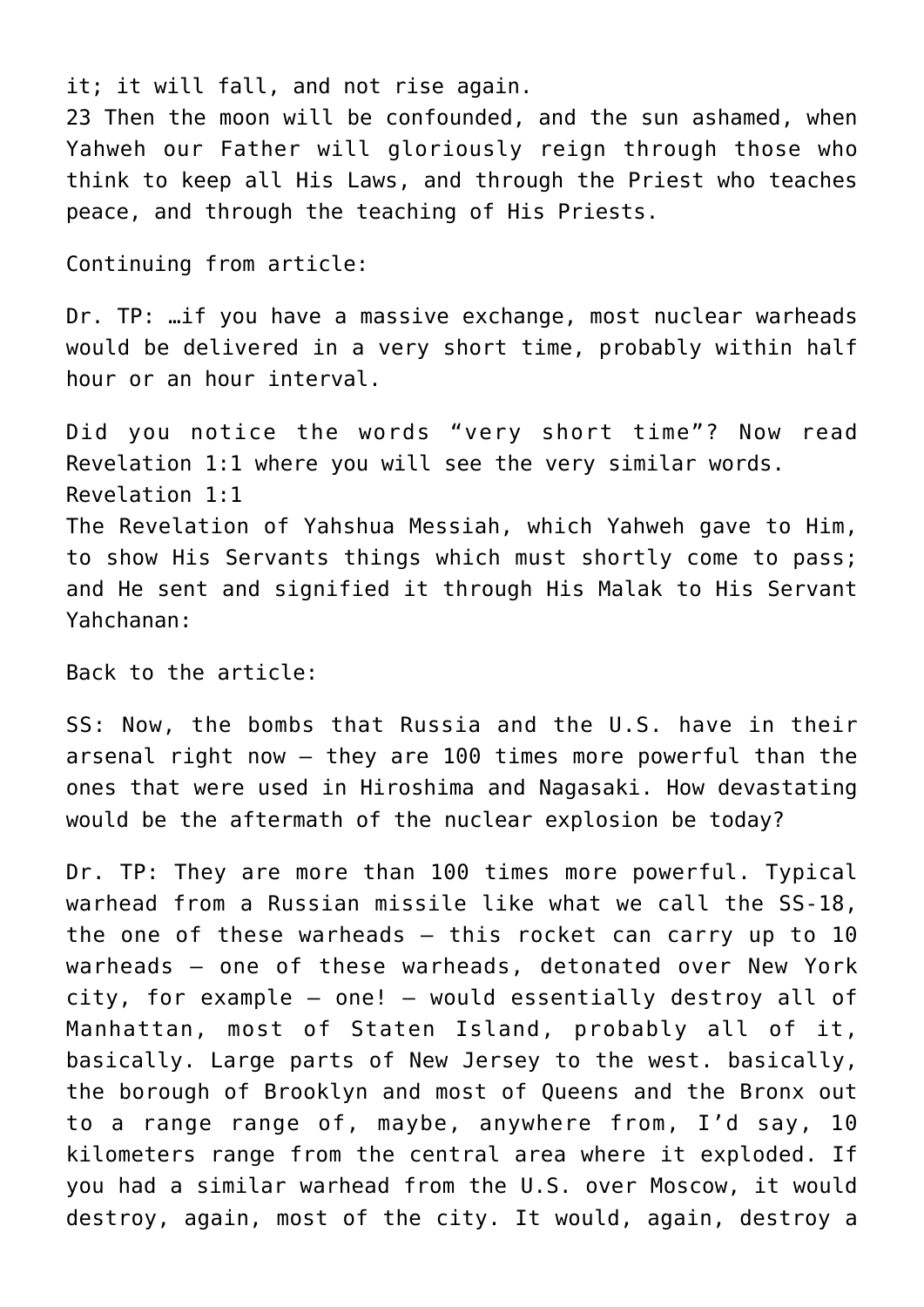it; it will fall, and not rise again.
23 Then the moon will be confounded, and the sun ashamed, when Yahweh our Father will gloriously reign through those who think to keep all His Laws, and through the Priest who teaches peace, and through the teaching of His Priests.

Continuing from article:

Dr. TP: …if you have a massive exchange, most nuclear warheads would be delivered in a very short time, probably within half hour or an hour interval.

Did you notice the words "very short time"? Now read Revelation 1:1 where you will see the very similar words.
Revelation 1:1
The Revelation of Yahshua Messiah, which Yahweh gave to Him, to show His Servants things which must shortly come to pass; and He sent and signified it through His Malak to His Servant Yahchanan:

Back to the article:

SS: Now, the bombs that Russia and the U.S. have in their arsenal right now – they are 100 times more powerful than the ones that were used in Hiroshima and Nagasaki. How devastating would be the aftermath of the nuclear explosion be today?

Dr. TP: They are more than 100 times more powerful. Typical warhead from a Russian missile like what we call the SS-18, the one of these warheads – this rocket can carry up to 10 warheads – one of these warheads, detonated over New York city, for example – one! – would essentially destroy all of Manhattan, most of Staten Island, probably all of it, basically. Large parts of New Jersey to the west. basically, the borough of Brooklyn and most of Queens and the Bronx out to a range range of, maybe, anywhere from, I'd say, 10 kilometers range from the central area where it exploded. If you had a similar warhead from the U.S. over Moscow, it would destroy, again, most of the city. It would, again, destroy a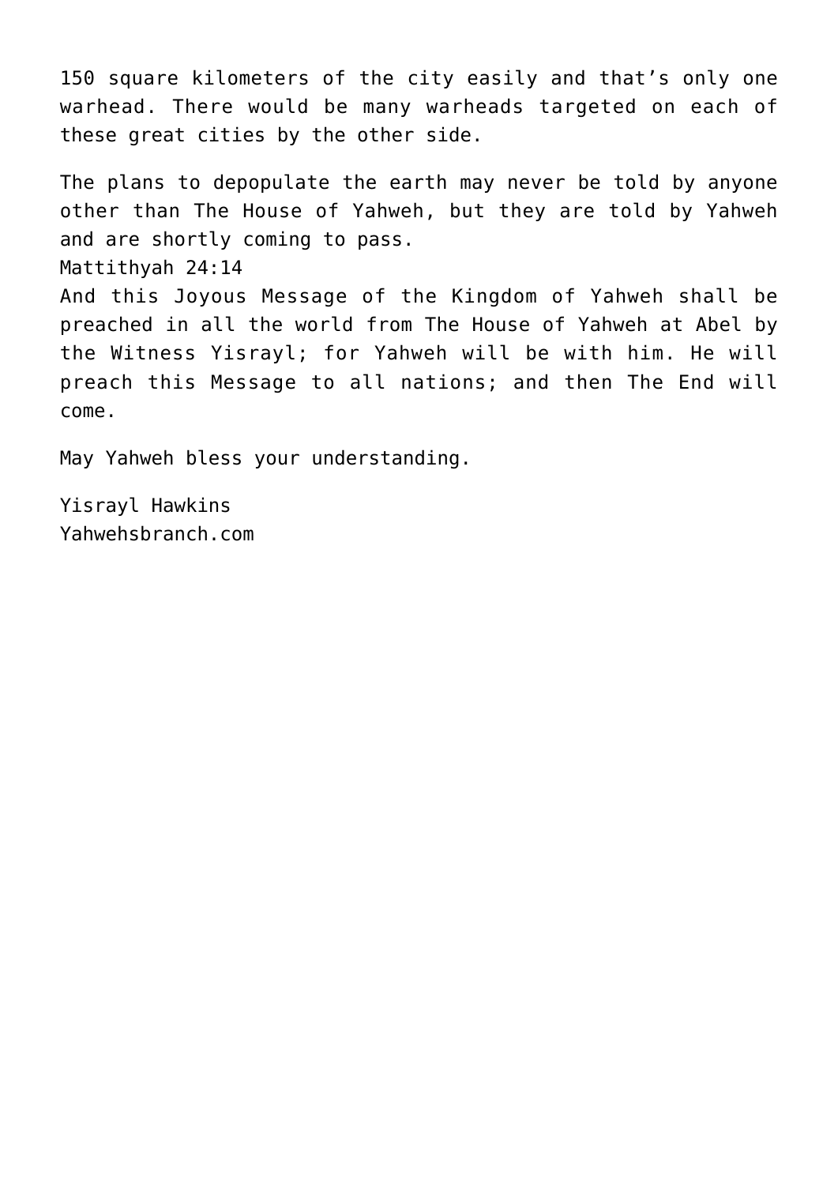150 square kilometers of the city easily and that's only one warhead. There would be many warheads targeted on each of these great cities by the other side.

The plans to depopulate the earth may never be told by anyone other than The House of Yahweh, but they are told by Yahweh and are shortly coming to pass.
Mattithyah 24:14
And this Joyous Message of the Kingdom of Yahweh shall be preached in all the world from The House of Yahweh at Abel by the Witness Yisrayl; for Yahweh will be with him. He will preach this Message to all nations; and then The End will come.

May Yahweh bless your understanding.

Yisrayl Hawkins
Yahwehsbranch.com